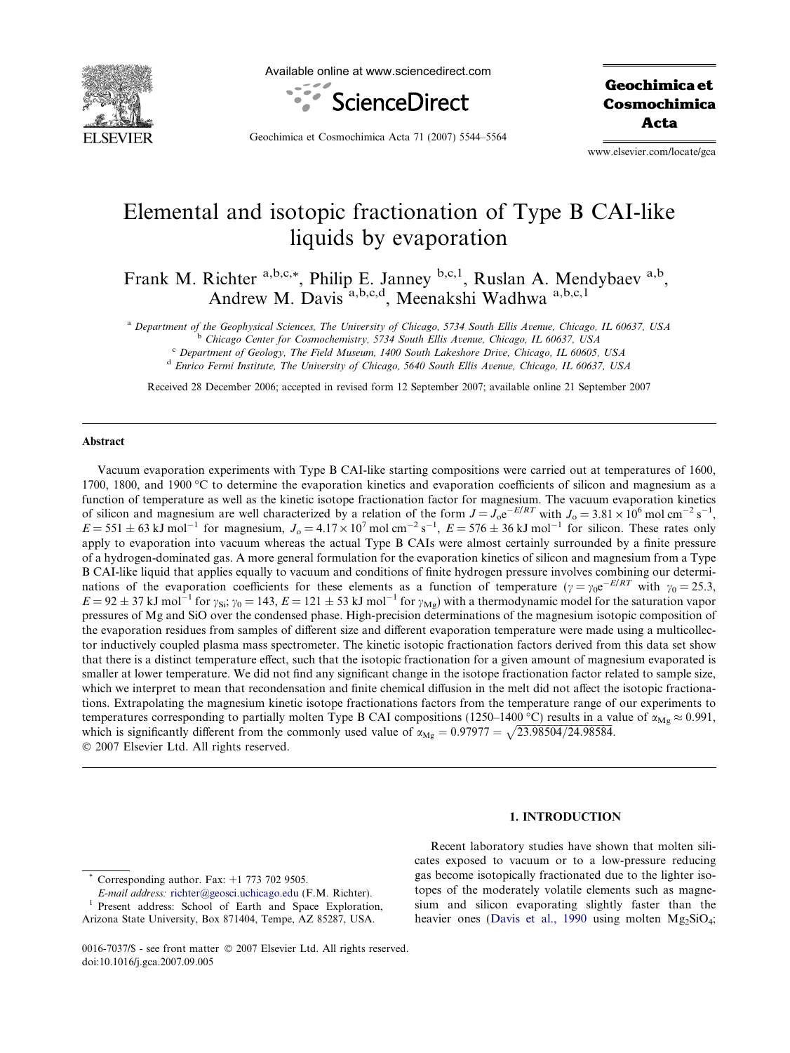# Elemental and isotopic fractionation of Type B CAI-like liquids by evaporation

Frank M. Richter [a,b,c,*], Philip E. Janney [b,c,1], Ruslan A. Mendybaev [a,b], Andrew M. Davis [a,b,c,d], Meenakshi Wadhwa [a,b,c,1]

[a] Department of the Geophysical Sciences, The University of Chicago, 5734 South Ellis Avenue, Chicago, IL 60637, USA
[b] Chicago Center for Cosmochemistry, 5734 South Ellis Avenue, Chicago, IL 60637, USA
[c] Department of Geology, The Field Museum, 1400 South Lakeshore Drive, Chicago, IL 60605, USA
[d] Enrico Fermi Institute, The University of Chicago, 5640 South Ellis Avenue, Chicago, IL 60637, USA

Received 28 December 2006; accepted in revised form 12 September 2007; available online 21 September 2007

## Abstract

Vacuum evaporation experiments with Type B CAI-like starting compositions were carried out at temperatures of 1600, 1700, 1800, and 1900 °C to determine the evaporation kinetics and evaporation coefficients of silicon and magnesium as a function of temperature as well as the kinetic isotope fractionation factor for magnesium. The vacuum evaporation kinetics of silicon and magnesium are well characterized by a relation of the form $J = J_o e^{-E/RT}$ with $J_o = 3.81 \times 10^6$ mol cm$^{-2}$ s$^{-1}$, $E = 551 \pm 63$ kJ mol$^{-1}$ for magnesium, $J_o = 4.17 \times 10^7$ mol cm$^{-2}$ s$^{-1}$, $E = 576 \pm 36$ kJ mol$^{-1}$ for silicon. These rates only apply to evaporation into vacuum whereas the actual Type B CAIs were almost certainly surrounded by a finite pressure of a hydrogen-dominated gas. A more general formulation for the evaporation kinetics of silicon and magnesium from a Type B CAI-like liquid that applies equally to vacuum and conditions of finite hydrogen pressure involves combining our determinations of the evaporation coefficients for these elements as a function of temperature ($\gamma = \gamma_0 e^{-E/RT}$ with $\gamma_0 = 25.3$, $E = 92 \pm 37$ kJ mol$^{-1}$ for $\gamma_{Si}$; $\gamma_0 = 143$, $E = 121 \pm 53$ kJ mol$^{-1}$ for $\gamma_{Mg}$) with a thermodynamic model for the saturation vapor pressures of Mg and SiO over the condensed phase. High-precision determinations of the magnesium isotopic composition of the evaporation residues from samples of different size and different evaporation temperature were made using a multicollector inductively coupled plasma mass spectrometer. The kinetic isotopic fractionation factors derived from this data set show that there is a distinct temperature effect, such that the isotopic fractionation for a given amount of magnesium evaporated is smaller at lower temperature. We did not find any significant change in the isotope fractionation factor related to sample size, which we interpret to mean that recondensation and finite chemical diffusion in the melt did not affect the isotopic fractionations. Extrapolating the magnesium kinetic isotope fractionations factors from the temperature range of our experiments to temperatures corresponding to partially molten Type B CAI compositions (1250–1400 °C) results in a value of $\alpha_{Mg} \approx 0.991$, which is significantly different from the commonly used value of $\alpha_{Mg} = 0.97977 = \sqrt{23.98504/24.98584}$.
© 2007 Elsevier Ltd. All rights reserved.

## 1. INTRODUCTION

Recent laboratory studies have shown that molten silicates exposed to vacuum or to a low-pressure reducing gas become isotopically fractionated due to the lighter isotopes of the moderately volatile elements such as magnesium and silicon evaporating slightly faster than the heavier ones (Davis et al., 1990 using molten $Mg_2SiO_4$;

* Corresponding author. Fax: +1 773 702 9505.
E-mail address: richter@geosci.uchicago.edu (F.M. Richter).
[1] Present address: School of Earth and Space Exploration, Arizona State University, Box 871404, Tempe, AZ 85287, USA.

0016-7037/$ - see front matter © 2007 Elsevier Ltd. All rights reserved.
doi:10.1016/j.gca.2007.09.005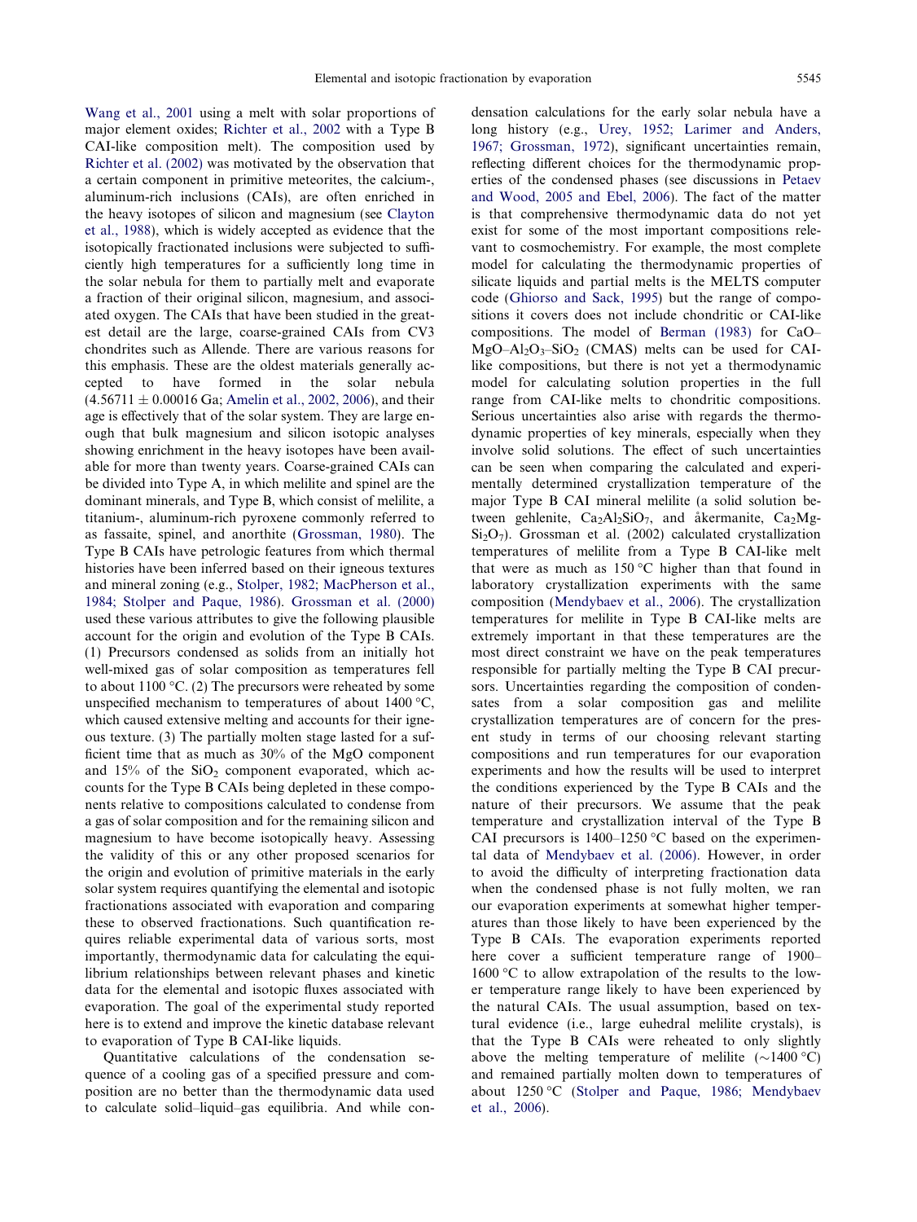Wang et al., 2001 using a melt with solar proportions of major element oxides; Richter et al., 2002 with a Type B CAI-like composition melt). The composition used by Richter et al. (2002) was motivated by the observation that a certain component in primitive meteorites, the calcium-, aluminum-rich inclusions (CAIs), are often enriched in the heavy isotopes of silicon and magnesium (see Clayton et al., 1988), which is widely accepted as evidence that the isotopically fractionated inclusions were subjected to sufficiently high temperatures for a sufficiently long time in the solar nebula for them to partially melt and evaporate a fraction of their original silicon, magnesium, and associated oxygen. The CAIs that have been studied in the greatest detail are the large, coarse-grained CAIs from CV3 chondrites such as Allende. There are various reasons for this emphasis. These are the oldest materials generally accepted to have formed in the solar nebula (4.56711 ± 0.00016 Ga; Amelin et al., 2002, 2006), and their age is effectively that of the solar system. They are large enough that bulk magnesium and silicon isotopic analyses showing enrichment in the heavy isotopes have been available for more than twenty years. Coarse-grained CAIs can be divided into Type A, in which melilite and spinel are the dominant minerals, and Type B, which consist of melilite, a titanium-, aluminum-rich pyroxene commonly referred to as fassaite, spinel, and anorthite (Grossman, 1980). The Type B CAIs have petrologic features from which thermal histories have been inferred based on their igneous textures and mineral zoning (e.g., Stolper, 1982; MacPherson et al., 1984; Stolper and Paque, 1986). Grossman et al. (2000) used these various attributes to give the following plausible account for the origin and evolution of the Type B CAIs. (1) Precursors condensed as solids from an initially hot well-mixed gas of solar composition as temperatures fell to about 1100 °C. (2) The precursors were reheated by some unspecified mechanism to temperatures of about 1400 °C, which caused extensive melting and accounts for their igneous texture. (3) The partially molten stage lasted for a sufficient time that as much as 30% of the MgO component and 15% of the $SiO_2$ component evaporated, which accounts for the Type B CAIs being depleted in these components relative to compositions calculated to condense from a gas of solar composition and for the remaining silicon and magnesium to have become isotopically heavy. Assessing the validity of this or any other proposed scenarios for the origin and evolution of primitive materials in the early solar system requires quantifying the elemental and isotopic fractionations associated with evaporation and comparing these to observed fractionations. Such quantification requires reliable experimental data of various sorts, most importantly, thermodynamic data for calculating the equilibrium relationships between relevant phases and kinetic data for the elemental and isotopic fluxes associated with evaporation. The goal of the experimental study reported here is to extend and improve the kinetic database relevant to evaporation of Type B CAI-like liquids.

Quantitative calculations of the condensation sequence of a cooling gas of a specified pressure and composition are no better than the thermodynamic data used to calculate solid–liquid–gas equilibria. And while condensation calculations for the early solar nebula have a long history (e.g., Urey, 1952; Larimer and Anders, 1967; Grossman, 1972), significant uncertainties remain, reflecting different choices for the thermodynamic properties of the condensed phases (see discussions in Petaev and Wood, 2005 and Ebel, 2006). The fact of the matter is that comprehensive thermodynamic data do not yet exist for some of the most important compositions relevant to cosmochemistry. For example, the most complete model for calculating the thermodynamic properties of silicate liquids and partial melts is the MELTS computer code (Ghiorso and Sack, 1995) but the range of compositions it covers does not include chondritic or CAI-like compositions. The model of Berman (1983) for CaO–MgO–$Al_2O_3$–$SiO_2$ (CMAS) melts can be used for CAI-like compositions, but there is not yet a thermodynamic model for calculating solution properties in the full range from CAI-like melts to chondritic compositions. Serious uncertainties also arise with regards the thermodynamic properties of key minerals, especially when they involve solid solutions. The effect of such uncertainties can be seen when comparing the calculated and experimentally determined crystallization temperature of the major Type B CAI mineral melilite (a solid solution between gehlenite, $Ca_2Al_2SiO_7$, and åkermanite, $Ca_2MgSi_2O_7$). Grossman et al. (2002) calculated crystallization temperatures of melilite from a Type B CAI-like melt that were as much as 150 °C higher than that found in laboratory crystallization experiments with the same composition (Mendybaev et al., 2006). The crystallization temperatures for melilite in Type B CAI-like melts are extremely important in that these temperatures are the most direct constraint we have on the peak temperatures responsible for partially melting the Type B CAI precursors. Uncertainties regarding the composition of condensates from a solar composition gas and melilite crystallization temperatures are of concern for the present study in terms of our choosing relevant starting compositions and run temperatures for our evaporation experiments and how the results will be used to interpret the conditions experienced by the Type B CAIs and the nature of their precursors. We assume that the peak temperature and crystallization interval of the Type B CAI precursors is 1400–1250 °C based on the experimental data of Mendybaev et al. (2006). However, in order to avoid the difficulty of interpreting fractionation data when the condensed phase is not fully molten, we ran our evaporation experiments at somewhat higher temperatures than those likely to have been experienced by the Type B CAIs. The evaporation experiments reported here cover a sufficient temperature range of 1900–1600 °C to allow extrapolation of the results to the lower temperature range likely to have been experienced by the natural CAIs. The usual assumption, based on textural evidence (i.e., large euhedral melilite crystals), is that the Type B CAIs were reheated to only slightly above the melting temperature of melilite (~1400 °C) and remained partially molten down to temperatures of about 1250 °C (Stolper and Paque, 1986; Mendybaev et al., 2006).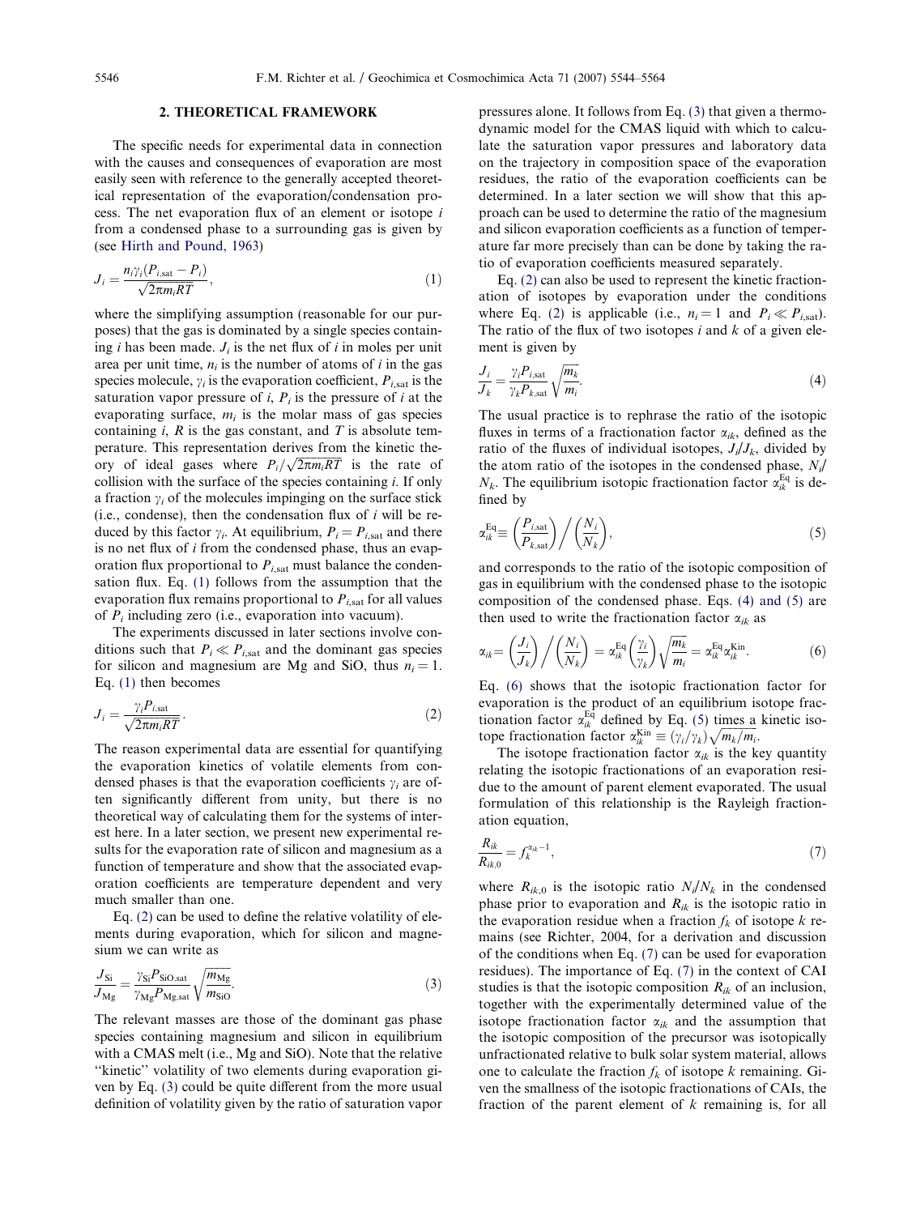## 2. THEORETICAL FRAMEWORK

The specific needs for experimental data in connection with the causes and consequences of evaporation are most easily seen with reference to the generally accepted theoretical representation of the evaporation/condensation process. The net evaporation flux of an element or isotope $i$ from a condensed phase to a surrounding gas is given by (see Hirth and Pound, 1963)

$$J_i = \frac{n_i \gamma_i (P_{i,\text{sat}} - P_i)}{\sqrt{2\pi m_i RT}}, \tag{1}$$

where the simplifying assumption (reasonable for our purposes) that the gas is dominated by a single species containing $i$ has been made. $J_i$ is the net flux of $i$ in moles per unit area per unit time, $n_i$ is the number of atoms of $i$ in the gas species molecule, $\gamma_i$ is the evaporation coefficient, $P_{i,\text{sat}}$ is the saturation vapor pressure of $i$, $P_i$ is the pressure of $i$ at the evaporating surface, $m_i$ is the molar mass of gas species containing $i$, $R$ is the gas constant, and $T$ is absolute temperature. This representation derives from the kinetic theory of ideal gases where $P_i/\sqrt{2\pi m_i RT}$ is the rate of collision with the surface of the species containing $i$. If only a fraction $\gamma_i$ of the molecules impinging on the surface stick (i.e., condense), then the condensation flux of $i$ will be reduced by this factor $\gamma_i$. At equilibrium, $P_i = P_{i,\text{sat}}$ and there is no net flux of $i$ from the condensed phase, thus an evaporation flux proportional to $P_{i,\text{sat}}$ must balance the condensation flux. Eq. (1) follows from the assumption that the evaporation flux remains proportional to $P_{i,\text{sat}}$ for all values of $P_i$ including zero (i.e., evaporation into vacuum).

The experiments discussed in later sections involve conditions such that $P_i \ll P_{i,\text{sat}}$ and the dominant gas species for silicon and magnesium are Mg and SiO, thus $n_i = 1$. Eq. (1) then becomes

$$J_i = \frac{\gamma_i P_{i,\text{sat}}}{\sqrt{2\pi m_i RT}}. \tag{2}$$

The reason experimental data are essential for quantifying the evaporation kinetics of volatile elements from condensed phases is that the evaporation coefficients $\gamma_i$ are often significantly different from unity, but there is no theoretical way of calculating them for the systems of interest here. In a later section, we present new experimental results for the evaporation rate of silicon and magnesium as a function of temperature and show that the associated evaporation coefficients are temperature dependent and very much smaller than one.

Eq. (2) can be used to define the relative volatility of elements during evaporation, which for silicon and magnesium we can write as

$$\frac{J_{\text{Si}}}{J_{\text{Mg}}} = \frac{\gamma_{\text{Si}} P_{\text{SiO,sat}}}{\gamma_{\text{Mg}} P_{\text{Mg,sat}}} \sqrt{\frac{m_{\text{Mg}}}{m_{\text{SiO}}}}. \tag{3}$$

The relevant masses are those of the dominant gas phase species containing magnesium and silicon in equilibrium with a CMAS melt (i.e., Mg and SiO). Note that the relative "kinetic" volatility of two elements during evaporation given by Eq. (3) could be quite different from the more usual definition of volatility given by the ratio of saturation vapor pressures alone. It follows from Eq. (3) that given a thermodynamic model for the CMAS liquid with which to calculate the saturation vapor pressures and laboratory data on the trajectory in composition space of the evaporation residues, the ratio of the evaporation coefficients can be determined. In a later section we will show that this approach can be used to determine the ratio of the magnesium and silicon evaporation coefficients as a function of temperature far more precisely than can be done by taking the ratio of evaporation coefficients measured separately.

Eq. (2) can also be used to represent the kinetic fractionation of isotopes by evaporation under the conditions where Eq. (2) is applicable (i.e., $n_i = 1$ and $P_i \ll P_{i,\text{sat}}$). The ratio of the flux of two isotopes $i$ and $k$ of a given element is given by

$$\frac{J_i}{J_k} = \frac{\gamma_i P_{i,\text{sat}}}{\gamma_k P_{k,\text{sat}}} \sqrt{\frac{m_k}{m_i}}. \tag{4}$$

The usual practice is to rephrase the ratio of the isotopic fluxes in terms of a fractionation factor $\alpha_{ik}$, defined as the ratio of the fluxes of individual isotopes, $J_i/J_k$, divided by the atom ratio of the isotopes in the condensed phase, $N_i/N_k$. The equilibrium isotopic fractionation factor $\alpha_{ik}^{\text{Eq}}$ is defined by

$$\alpha_{ik}^{\text{Eq}} \equiv \left(\frac{P_{i,\text{sat}}}{P_{k,\text{sat}}}\right) \Big/ \left(\frac{N_i}{N_k}\right), \tag{5}$$

and corresponds to the ratio of the isotopic composition of gas in equilibrium with the condensed phase to the isotopic composition of the condensed phase. Eqs. (4) and (5) are then used to write the fractionation factor $\alpha_{ik}$ as

$$\alpha_{ik} = \left(\frac{J_i}{J_k}\right) \Big/ \left(\frac{N_i}{N_k}\right) = \alpha_{ik}^{\text{Eq}} \left(\frac{\gamma_i}{\gamma_k}\right) \sqrt{\frac{m_k}{m_i}} = \alpha_{ik}^{\text{Eq}} \alpha_{ik}^{\text{Kin}}. \tag{6}$$

Eq. (6) shows that the isotopic fractionation factor for evaporation is the product of an equilibrium isotope fractionation factor $\alpha_{ik}^{\text{Eq}}$ defined by Eq. (5) times a kinetic isotope fractionation factor $\alpha_{ik}^{\text{Kin}} \equiv (\gamma_i/\gamma_k)\sqrt{m_k/m_i}$.

The isotope fractionation factor $\alpha_{ik}$ is the key quantity relating the isotopic fractionations of an evaporation residue to the amount of parent element evaporated. The usual formulation of this relationship is the Rayleigh fractionation equation,

$$\frac{R_{ik}}{R_{ik,0}} = f_k^{\alpha_{ik}-1}, \tag{7}$$

where $R_{ik,0}$ is the isotopic ratio $N_i/N_k$ in the condensed phase prior to evaporation and $R_{ik}$ is the isotopic ratio in the evaporation residue when a fraction $f_k$ of isotope $k$ remains (see Richter, 2004, for a derivation and discussion of the conditions when Eq. (7) can be used for evaporation residues). The importance of Eq. (7) in the context of CAI studies is that the isotopic composition $R_{ik}$ of an inclusion, together with the experimentally determined value of the isotope fractionation factor $\alpha_{ik}$ and the assumption that the isotopic composition of the precursor was isotopically unfractionated relative to bulk solar system material, allows one to calculate the fraction $f_k$ of isotope $k$ remaining. Given the smallness of the isotopic fractionations of CAIs, the fraction of the parent element of $k$ remaining is, for all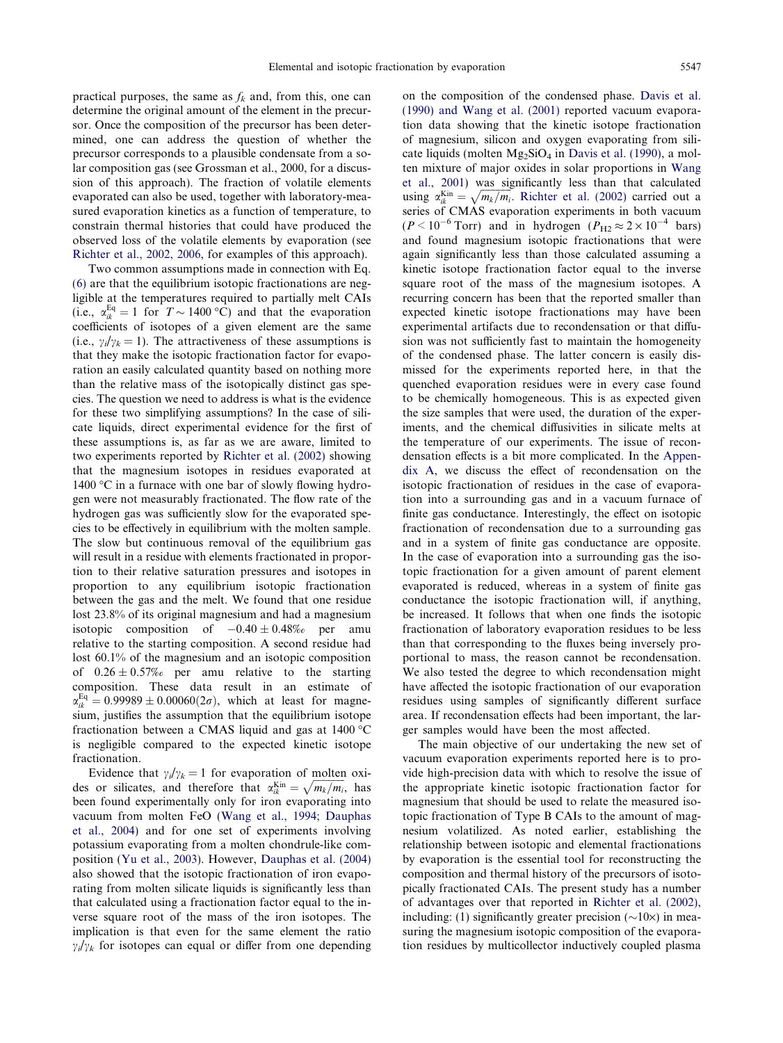practical purposes, the same as $f_k$ and, from this, one can determine the original amount of the element in the precursor. Once the composition of the precursor has been determined, one can address the question of whether the precursor corresponds to a plausible condensate from a solar composition gas (see Grossman et al., 2000, for a discussion of this approach). The fraction of volatile elements evaporated can also be used, together with laboratory-measured evaporation kinetics as a function of temperature, to constrain thermal histories that could have produced the observed loss of the volatile elements by evaporation (see Richter et al., 2002, 2006, for examples of this approach).

Two common assumptions made in connection with Eq. (6) are that the equilibrium isotopic fractionations are negligible at the temperatures required to partially melt CAIs (i.e., $\alpha_{ik}^{\mathrm{Eq}} = 1$ for $T \sim 1400\,°\mathrm{C}$) and that the evaporation coefficients of isotopes of a given element are the same (i.e., $\gamma_i/\gamma_k = 1$). The attractiveness of these assumptions is that they make the isotopic fractionation factor for evaporation an easily calculated quantity based on nothing more than the relative mass of the isotopically distinct gas species. The question we need to address is what is the evidence for these two simplifying assumptions? In the case of silicate liquids, direct experimental evidence for the first of these assumptions is, as far as we are aware, limited to two experiments reported by Richter et al. (2002) showing that the magnesium isotopes in residues evaporated at 1400 °C in a furnace with one bar of slowly flowing hydrogen were not measurably fractionated. The flow rate of the hydrogen gas was sufficiently slow for the evaporated species to be effectively in equilibrium with the molten sample. The slow but continuous removal of the equilibrium gas will result in a residue with elements fractionated in proportion to their relative saturation pressures and isotopes in proportion to any equilibrium isotopic fractionation between the gas and the melt. We found that one residue lost 23.8% of its original magnesium and had a magnesium isotopic composition of $-0.40 \pm 0.48$‰ per amu relative to the starting composition. A second residue had lost 60.1% of the magnesium and an isotopic composition of $0.26 \pm 0.57$‰ per amu relative to the starting composition. These data result in an estimate of $\alpha_{ik}^{\mathrm{Eq}} = 0.99989 \pm 0.00060 (2\sigma)$, which at least for magnesium, justifies the assumption that the equilibrium isotope fractionation between a CMAS liquid and gas at 1400 °C is negligible compared to the expected kinetic isotope fractionation.

Evidence that $\gamma_i/\gamma_k = 1$ for evaporation of molten oxides or silicates, and therefore that $\alpha_{ik}^{\mathrm{Kin}} = \sqrt{m_k/m_i}$, has been found experimentally only for iron evaporating into vacuum from molten FeO (Wang et al., 1994; Dauphas et al., 2004) and for one set of experiments involving potassium evaporating from a molten chondrule-like composition (Yu et al., 2003). However, Dauphas et al. (2004) also showed that the isotopic fractionation of iron evaporating from molten silicate liquids is significantly less than that calculated using a fractionation factor equal to the inverse square root of the mass of the iron isotopes. The implication is that even for the same element the ratio $\gamma_i/\gamma_k$ for isotopes can equal or differ from one depending on the composition of the condensed phase. Davis et al. (1990) and Wang et al. (2001) reported vacuum evaporation data showing that the kinetic isotope fractionation of magnesium, silicon and oxygen evaporating from silicate liquids (molten $Mg_2SiO_4$ in Davis et al. (1990), a molten mixture of major oxides in solar proportions in Wang et al., 2001) was significantly less than that calculated using $\alpha_{ik}^{\mathrm{Kin}} = \sqrt{m_k/m_i}$. Richter et al. (2002) carried out a series of CMAS evaporation experiments in both vacuum ($P < 10^{-6}$ Torr) and in hydrogen ($P_{\mathrm{H2}} \approx 2 \times 10^{-4}$ bars) and found magnesium isotopic fractionations that were again significantly less than those calculated assuming a kinetic isotope fractionation factor equal to the inverse square root of the mass of the magnesium isotopes. A recurring concern has been that the reported smaller than expected kinetic isotope fractionations may have been experimental artifacts due to recondensation or that diffusion was not sufficiently fast to maintain the homogeneity of the condensed phase. The latter concern is easily dismissed for the experiments reported here, in that the quenched evaporation residues were in every case found to be chemically homogeneous. This is as expected given the size samples that were used, the duration of the experiments, and the chemical diffusivities in silicate melts at the temperature of our experiments. The issue of recondensation effects is a bit more complicated. In the Appendix A, we discuss the effect of recondensation on the isotopic fractionation of residues in the case of evaporation into a surrounding gas and in a vacuum furnace of finite gas conductance. Interestingly, the effect on isotopic fractionation of recondensation due to a surrounding gas and in a system of finite gas conductance are opposite. In the case of evaporation into a surrounding gas the isotopic fractionation for a given amount of parent element evaporated is reduced, whereas in a system of finite gas conductance the isotopic fractionation will, if anything, be increased. It follows that when one finds the isotopic fractionation of laboratory evaporation residues to be less than that corresponding to the fluxes being inversely proportional to mass, the reason cannot be recondensation. We also tested the degree to which recondensation might have affected the isotopic fractionation of our evaporation residues using samples of significantly different surface area. If recondensation effects had been important, the larger samples would have been the most affected.

The main objective of our undertaking the new set of vacuum evaporation experiments reported here is to provide high-precision data with which to resolve the issue of the appropriate kinetic isotopic fractionation factor for magnesium that should be used to relate the measured isotopic fractionation of Type B CAIs to the amount of magnesium volatilized. As noted earlier, establishing the relationship between isotopic and elemental fractionations by evaporation is the essential tool for reconstructing the composition and thermal history of the precursors of isotopically fractionated CAIs. The present study has a number of advantages over that reported in Richter et al. (2002), including: (1) significantly greater precision (~10×) in measuring the magnesium isotopic composition of the evaporation residues by multicollector inductively coupled plasma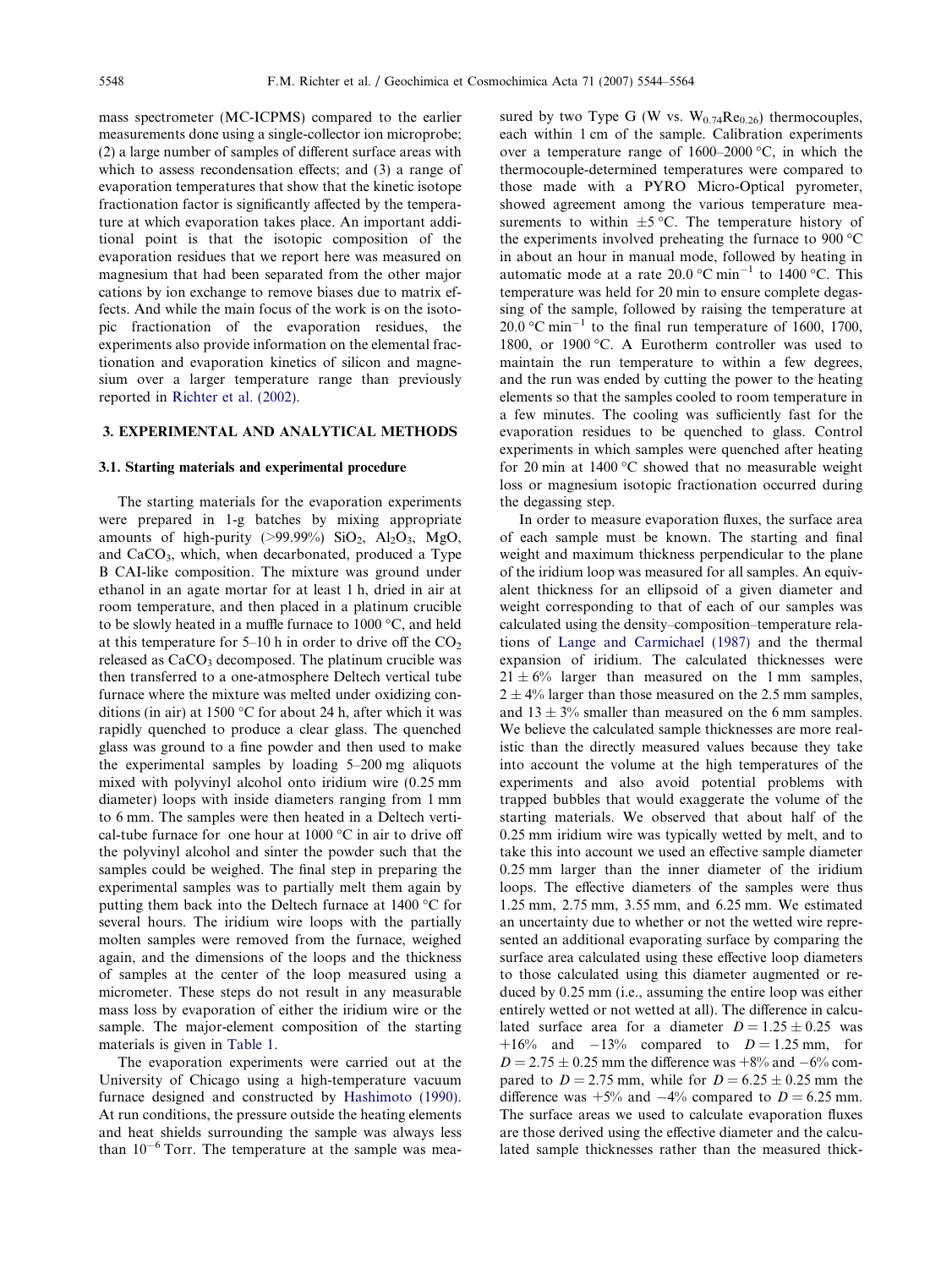mass spectrometer (MC-ICPMS) compared to the earlier measurements done using a single-collector ion microprobe; (2) a large number of samples of different surface areas with which to assess recondensation effects; and (3) a range of evaporation temperatures that show that the kinetic isotope fractionation factor is significantly affected by the temperature at which evaporation takes place. An important additional point is that the isotopic composition of the evaporation residues that we report here was measured on magnesium that had been separated from the other major cations by ion exchange to remove biases due to matrix effects. And while the main focus of the work is on the isotopic fractionation of the evaporation residues, the experiments also provide information on the elemental fractionation and evaporation kinetics of silicon and magnesium over a larger temperature range than previously reported in Richter et al. (2002).

## 3. EXPERIMENTAL AND ANALYTICAL METHODS

### 3.1. Starting materials and experimental procedure

The starting materials for the evaporation experiments were prepared in 1-g batches by mixing appropriate amounts of high-purity (>99.99%) $SiO_2$, $Al_2O_3$, MgO, and $CaCO_3$, which, when decarbonated, produced a Type B CAI-like composition. The mixture was ground under ethanol in an agate mortar for at least 1 h, dried in air at room temperature, and then placed in a platinum crucible to be slowly heated in a muffle furnace to 1000 °C, and held at this temperature for 5–10 h in order to drive off the $CO_2$ released as $CaCO_3$ decomposed. The platinum crucible was then transferred to a one-atmosphere Deltech vertical tube furnace where the mixture was melted under oxidizing conditions (in air) at 1500 °C for about 24 h, after which it was rapidly quenched to produce a clear glass. The quenched glass was ground to a fine powder and then used to make the experimental samples by loading 5–200 mg aliquots mixed with polyvinyl alcohol onto iridium wire (0.25 mm diameter) loops with inside diameters ranging from 1 mm to 6 mm. The samples were then heated in a Deltech vertical-tube furnace for one hour at 1000 °C in air to drive off the polyvinyl alcohol and sinter the powder such that the samples could be weighed. The final step in preparing the experimental samples was to partially melt them again by putting them back into the Deltech furnace at 1400 °C for several hours. The iridium wire loops with the partially molten samples were removed from the furnace, weighed again, and the dimensions of the loops and the thickness of samples at the center of the loop measured using a micrometer. These steps do not result in any measurable mass loss by evaporation of either the iridium wire or the sample. The major-element composition of the starting materials is given in Table 1.

The evaporation experiments were carried out at the University of Chicago using a high-temperature vacuum furnace designed and constructed by Hashimoto (1990). At run conditions, the pressure outside the heating elements and heat shields surrounding the sample was always less than $10^{-6}$ Torr. The temperature at the sample was measured by two Type G (W vs. $W_{0.74}Re_{0.26}$) thermocouples, each within 1 cm of the sample. Calibration experiments over a temperature range of 1600–2000 °C, in which the thermocouple-determined temperatures were compared to those made with a PYRO Micro-Optical pyrometer, showed agreement among the various temperature measurements to within ±5 °C. The temperature history of the experiments involved preheating the furnace to 900 °C in about an hour in manual mode, followed by heating in automatic mode at a rate 20.0 °C min$^{-1}$ to 1400 °C. This temperature was held for 20 min to ensure complete degassing of the sample, followed by raising the temperature at 20.0 °C min$^{-1}$ to the final run temperature of 1600, 1700, 1800, or 1900 °C. A Eurotherm controller was used to maintain the run temperature to within a few degrees, and the run was ended by cutting the power to the heating elements so that the samples cooled to room temperature in a few minutes. The cooling was sufficiently fast for the evaporation residues to be quenched to glass. Control experiments in which samples were quenched after heating for 20 min at 1400 °C showed that no measurable weight loss or magnesium isotopic fractionation occurred during the degassing step.

In order to measure evaporation fluxes, the surface area of each sample must be known. The starting and final weight and maximum thickness perpendicular to the plane of the iridium loop was measured for all samples. An equivalent thickness for an ellipsoid of a given diameter and weight corresponding to that of each of our samples was calculated using the density–composition–temperature relations of Lange and Carmichael (1987) and the thermal expansion of iridium. The calculated thicknesses were 21 ± 6% larger than measured on the 1 mm samples, 2 ± 4% larger than those measured on the 2.5 mm samples, and 13 ± 3% smaller than measured on the 6 mm samples. We believe the calculated sample thicknesses are more realistic than the directly measured values because they take into account the volume at the high temperatures of the experiments and also avoid potential problems with trapped bubbles that would exaggerate the volume of the starting materials. We observed that about half of the 0.25 mm iridium wire was typically wetted by melt, and to take this into account we used an effective sample diameter 0.25 mm larger than the inner diameter of the iridium loops. The effective diameters of the samples were thus 1.25 mm, 2.75 mm, 3.55 mm, and 6.25 mm. We estimated an uncertainty due to whether or not the wetted wire represented an additional evaporating surface by comparing the surface area calculated using these effective loop diameters to those calculated using this diameter augmented or reduced by 0.25 mm (i.e., assuming the entire loop was either entirely wetted or not wetted at all). The difference in calculated surface area for a diameter $D = 1.25 \pm 0.25$ was +16% and −13% compared to $D = 1.25$ mm, for $D = 2.75 \pm 0.25$ mm the difference was +8% and −6% compared to $D = 2.75$ mm, while for $D = 6.25 \pm 0.25$ mm the difference was +5% and −4% compared to $D = 6.25$ mm. The surface areas we used to calculate evaporation fluxes are those derived using the effective diameter and the calculated sample thicknesses rather than the measured thick-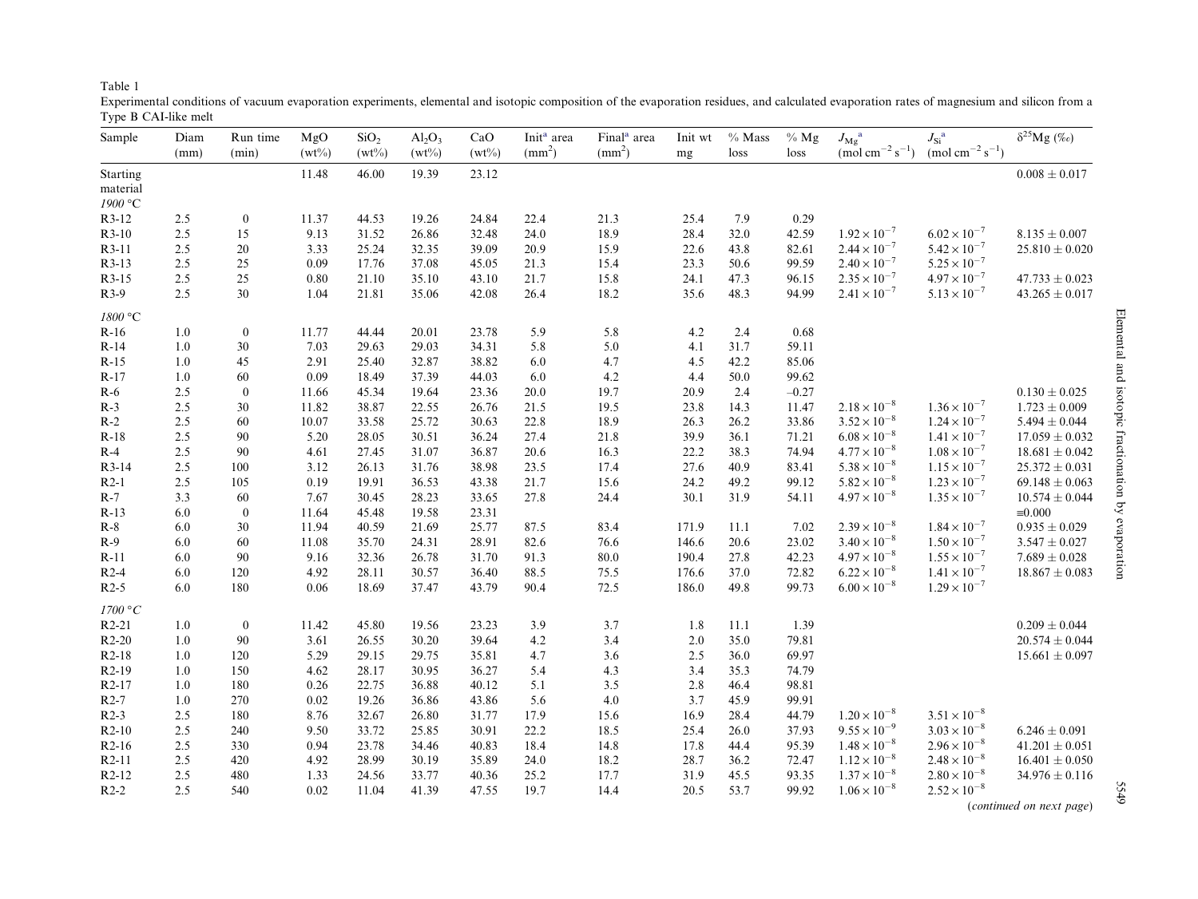Table 1

Experimental conditions of vacuum evaporation experiments, elemental and isotopic composition of the evaporation residues, and calculated evaporation rates of magnesium and silicon from a Type B CAI-like melt

| Sample | Diam (mm) | Run time (min) | MgO (wt%) | $SiO_2$ (wt%) | $Al_2O_3$ (wt%) | CaO (wt%) | Init[a] area ($mm^2$) | Final[a] area ($mm^2$) | Init wt mg | % Mass loss | % Mg loss | $J_{Mg}$[a] (mol $cm^{-2}$ $s^{-1}$) | $J_{Si}$[a] (mol $cm^{-2}$ $s^{-1}$) | $\delta^{25}$Mg (‰) |
|---|---|---|---|---|---|---|---|---|---|---|---|---|---|---|
| Starting material | | | 11.48 | 46.00 | 19.39 | 23.12 | | | | | | | | 0.008 ± 0.017 |
| *1900 °C* | | | | | | | | | | | | | | |
| R3-12 | 2.5 | 0 | 11.37 | 44.53 | 19.26 | 24.84 | 22.4 | 21.3 | 25.4 | 7.9 | 0.29 | | | |
| R3-10 | 2.5 | 15 | 9.13 | 31.52 | 26.86 | 32.48 | 24.0 | 18.9 | 28.4 | 32.0 | 42.59 | $1.92 \times 10^{-7}$ | $6.02 \times 10^{-7}$ | 8.135 ± 0.007 |
| R3-11 | 2.5 | 20 | 3.33 | 25.24 | 32.35 | 39.09 | 20.9 | 15.9 | 22.6 | 43.8 | 82.61 | $2.44 \times 10^{-7}$ | $5.42 \times 10^{-7}$ | 25.810 ± 0.020 |
| R3-13 | 2.5 | 25 | 0.09 | 17.76 | 37.08 | 45.05 | 21.3 | 15.4 | 23.3 | 50.6 | 99.59 | $2.40 \times 10^{-7}$ | $5.25 \times 10^{-7}$ | |
| R3-15 | 2.5 | 25 | 0.80 | 21.10 | 35.10 | 43.10 | 21.7 | 15.8 | 24.1 | 47.3 | 96.15 | $2.35 \times 10^{-7}$ | $4.97 \times 10^{-7}$ | 47.733 ± 0.023 |
| R3-9 | 2.5 | 30 | 1.04 | 21.81 | 35.06 | 42.08 | 26.4 | 18.2 | 35.6 | 48.3 | 94.99 | $2.41 \times 10^{-7}$ | $5.13 \times 10^{-7}$ | 43.265 ± 0.017 |
| *1800 °C* | | | | | | | | | | | | | | |
| R-16 | 1.0 | 0 | 11.77 | 44.44 | 20.01 | 23.78 | 5.9 | 5.8 | 4.2 | 2.4 | 0.68 | | | |
| R-14 | 1.0 | 30 | 7.03 | 29.63 | 29.03 | 34.31 | 5.8 | 5.0 | 4.1 | 31.7 | 59.11 | | | |
| R-15 | 1.0 | 45 | 2.91 | 25.40 | 32.87 | 38.82 | 6.0 | 4.7 | 4.5 | 42.2 | 85.06 | | | |
| R-17 | 1.0 | 60 | 0.09 | 18.49 | 37.39 | 44.03 | 6.0 | 4.2 | 4.4 | 50.0 | 99.62 | | | |
| R-6 | 2.5 | 0 | 11.66 | 45.34 | 19.64 | 23.36 | 20.0 | 19.7 | 20.9 | 2.4 | −0.27 | | | 0.130 ± 0.025 |
| R-3 | 2.5 | 30 | 11.82 | 38.87 | 22.55 | 26.76 | 21.5 | 19.5 | 23.8 | 14.3 | 11.47 | $2.18 \times 10^{-8}$ | $1.36 \times 10^{-7}$ | 1.723 ± 0.009 |
| R-2 | 2.5 | 60 | 10.07 | 33.58 | 25.72 | 30.63 | 22.8 | 18.9 | 26.3 | 26.2 | 33.86 | $3.52 \times 10^{-8}$ | $1.24 \times 10^{-7}$ | 5.494 ± 0.044 |
| R-18 | 2.5 | 90 | 5.20 | 28.05 | 30.51 | 36.24 | 27.4 | 21.8 | 39.9 | 36.1 | 71.21 | $6.08 \times 10^{-8}$ | $1.41 \times 10^{-7}$ | 17.059 ± 0.032 |
| R-4 | 2.5 | 90 | 4.61 | 27.45 | 31.07 | 36.87 | 20.6 | 16.3 | 22.2 | 38.3 | 74.94 | $4.77 \times 10^{-8}$ | $1.08 \times 10^{-7}$ | 18.681 ± 0.042 |
| R3-14 | 2.5 | 100 | 3.12 | 26.13 | 31.76 | 38.98 | 23.5 | 17.4 | 27.6 | 40.9 | 83.41 | $5.38 \times 10^{-8}$ | $1.15 \times 10^{-7}$ | 25.372 ± 0.031 |
| R2-1 | 2.5 | 105 | 0.19 | 19.91 | 36.53 | 43.38 | 21.7 | 15.6 | 24.2 | 49.2 | 99.12 | $5.82 \times 10^{-8}$ | $1.23 \times 10^{-7}$ | 69.148 ± 0.063 |
| R-7 | 3.3 | 60 | 7.67 | 30.45 | 28.23 | 33.65 | 27.8 | 24.4 | 30.1 | 31.9 | 54.11 | $4.97 \times 10^{-8}$ | $1.35 \times 10^{-7}$ | 10.574 ± 0.044 |
| R-13 | 6.0 | 0 | 11.64 | 45.48 | 19.58 | 23.31 | | | | | | | | ≡0.000 |
| R-8 | 6.0 | 30 | 11.94 | 40.59 | 21.69 | 25.77 | 87.5 | 83.4 | 171.9 | 11.1 | 7.02 | $2.39 \times 10^{-8}$ | $1.84 \times 10^{-7}$ | 0.935 ± 0.029 |
| R-9 | 6.0 | 60 | 11.08 | 35.70 | 24.31 | 28.91 | 82.6 | 76.6 | 146.6 | 20.6 | 23.02 | $3.40 \times 10^{-8}$ | $1.50 \times 10^{-7}$ | 3.547 ± 0.027 |
| R-11 | 6.0 | 90 | 9.16 | 32.36 | 26.78 | 31.70 | 91.3 | 80.0 | 190.4 | 27.8 | 42.23 | $4.97 \times 10^{-8}$ | $1.55 \times 10^{-7}$ | 7.689 ± 0.028 |
| R2-4 | 6.0 | 120 | 4.92 | 28.11 | 30.57 | 36.40 | 88.5 | 75.5 | 176.6 | 37.0 | 72.82 | $6.22 \times 10^{-8}$ | $1.41 \times 10^{-7}$ | 18.867 ± 0.083 |
| R2-5 | 6.0 | 180 | 0.06 | 18.69 | 37.47 | 43.79 | 90.4 | 72.5 | 186.0 | 49.8 | 99.73 | $6.00 \times 10^{-8}$ | $1.29 \times 10^{-7}$ | |
| *1700 °C* | | | | | | | | | | | | | | |
| R2-21 | 1.0 | 0 | 11.42 | 45.80 | 19.56 | 23.23 | 3.9 | 3.7 | 1.8 | 11.1 | 1.39 | | | 0.209 ± 0.044 |
| R2-20 | 1.0 | 90 | 3.61 | 26.55 | 30.20 | 39.64 | 4.2 | 3.4 | 2.0 | 35.0 | 79.81 | | | 20.574 ± 0.044 |
| R2-18 | 1.0 | 120 | 5.29 | 29.15 | 29.75 | 35.81 | 4.7 | 3.6 | 2.5 | 36.0 | 69.97 | | | 15.661 ± 0.097 |
| R2-19 | 1.0 | 150 | 4.62 | 28.17 | 30.95 | 36.27 | 5.4 | 4.3 | 3.4 | 35.3 | 74.79 | | | |
| R2-17 | 1.0 | 180 | 0.26 | 22.75 | 36.88 | 40.12 | 5.1 | 3.5 | 2.8 | 46.4 | 98.81 | | | |
| R2-7 | 1.0 | 270 | 0.02 | 19.26 | 36.86 | 43.86 | 5.6 | 4.0 | 3.7 | 45.9 | 99.91 | | | |
| R2-3 | 2.5 | 180 | 8.76 | 32.67 | 26.80 | 31.77 | 17.9 | 15.6 | 16.9 | 28.4 | 44.79 | $1.20 \times 10^{-8}$ | $3.51 \times 10^{-8}$ | |
| R2-10 | 2.5 | 240 | 9.50 | 33.72 | 25.85 | 30.91 | 22.2 | 18.5 | 25.4 | 26.0 | 37.93 | $9.55 \times 10^{-9}$ | $3.03 \times 10^{-8}$ | 6.246 ± 0.091 |
| R2-16 | 2.5 | 330 | 0.94 | 23.78 | 34.46 | 40.83 | 18.4 | 14.8 | 17.8 | 44.4 | 95.39 | $1.48 \times 10^{-8}$ | $2.96 \times 10^{-8}$ | 41.201 ± 0.051 |
| R2-11 | 2.5 | 420 | 4.92 | 28.99 | 30.19 | 35.89 | 24.0 | 18.2 | 28.7 | 36.2 | 72.47 | $1.12 \times 10^{-8}$ | $2.48 \times 10^{-8}$ | 16.401 ± 0.050 |
| R2-12 | 2.5 | 480 | 1.33 | 24.56 | 33.77 | 40.36 | 25.2 | 17.7 | 31.9 | 45.5 | 93.35 | $1.37 \times 10^{-8}$ | $2.80 \times 10^{-8}$ | 34.976 ± 0.116 |
| R2-2 | 2.5 | 540 | 0.02 | 11.04 | 41.39 | 47.55 | 19.7 | 14.4 | 20.5 | 53.7 | 99.92 | $1.06 \times 10^{-8}$ | $2.52 \times 10^{-8}$ | |

(*continued on next page*)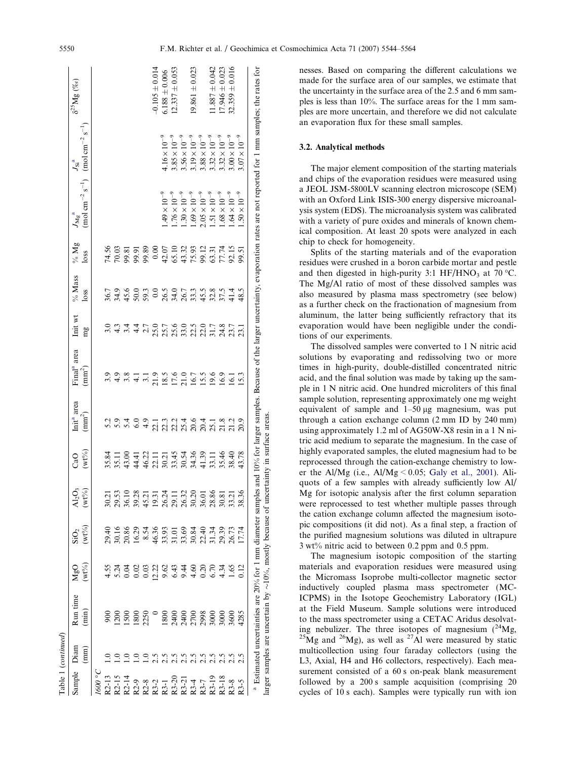Table 1 (continued)

| Sample | Diam (mm) | Run time (min) | MgO (wt%) | $SiO_2$ (wt%) | $Al_2O_3$ (wt%) | CaO (wt%) | Init[a] area ($mm^2$) | Final[a] area ($mm^2$) | Init wt mg | % Mass loss | % Mg loss | $J_{Mg}$[a] (mol $cm^{-2}$ $s^{-1}$) | $J_{Si}$[a] (mol $cm^{-2}$ $s^{-1}$) | $\delta^{25}Mg$ (‰) |
|---|---|---|---|---|---|---|---|---|---|---|---|---|---|---|
| *1600 °C* | | | | | | | | | | | | | | |
| R2-13 | 1.0 | 900 | 4.55 | 29.40 | 30.21 | 35.84 | 5.2 | 3.9 | 3.0 | 36.7 | 74.56 | | | |
| R2-15 | 1.0 | 1200 | 5.24 | 30.16 | 29.53 | 35.11 | 5.9 | 4.9 | 4.3 | 34.9 | 70.03 | | | |
| R2-14 | 1.0 | 1500 | 0.04 | 20.86 | 36.10 | 43.00 | 5.4 | 3.8 | 3.4 | 45.6 | 99.81 | | | |
| R2-9 | 1.0 | 1800 | 0.02 | 16.29 | 39.28 | 44.41 | 6.0 | 4.1 | 4.4 | 50.0 | 99.91 | | | |
| R2-8 | 1.0 | 2250 | 0.03 | 8.54 | 45.21 | 46.22 | 4.9 | 3.1 | 2.7 | 59.3 | 99.89 | | | |
| R3-2 | 2.5 | 0 | 12.22 | 46.36 | 19.31 | 22.11 | 22.1 | 21.9 | 25.0 | 0.0 | 0.00 | | | −0.105 ± 0.014 |
| R3-1 | 2.5 | 1800 | 9.62 | 33.93 | 26.24 | 30.21 | 22.3 | 18.5 | 25.7 | 26.5 | 42.07 | $1.49 \times 10^{-9}$ | $4.16 \times 10^{-9}$ | 6.188 ± 0.006 |
| R3-20 | 2.5 | 2400 | 6.43 | 31.01 | 29.11 | 33.45 | 22.2 | 17.6 | 25.6 | 34.0 | 65.10 | $1.76 \times 10^{-9}$ | $3.85 \times 10^{-9}$ | 12.337 ± 0.053 |
| R3-21 | 2.5 | 2400 | 9.44 | 33.69 | 26.32 | 30.54 | 25.4 | 21.0 | 33.0 | 26.7 | 43.32 | $1.30 \times 10^{-9}$ | $3.56 \times 10^{-9}$ | |
| R3-4 | 2.5 | 2700 | 4.60 | 30.84 | 30.20 | 34.36 | 20.6 | 16.7 | 22.5 | 33.3 | 75.93 | $1.69 \times 10^{-9}$ | $3.19 \times 10^{-9}$ | 19.861 ± 0.023 |
| R3-7 | 2.5 | 2998 | 0.20 | 22.40 | 36.01 | 41.39 | 20.4 | 15.5 | 22.0 | 45.5 | 99.12 | $2.05 \times 10^{-9}$ | $3.88 \times 10^{-9}$ | |
| R3-19 | 2.5 | 3000 | 6.70 | 31.34 | 28.86 | 33.11 | 25.1 | 19.6 | 31.7 | 32.8 | 63.31 | $1.51 \times 10^{-9}$ | $3.32 \times 10^{-9}$ | 11.887 ± 0.042 |
| R3-18 | 2.5 | 3000 | 4.34 | 29.39 | 30.81 | 35.46 | 21.8 | 16.9 | 24.8 | 37.5 | 77.74 | $1.68 \times 10^{-9}$ | $3.32 \times 10^{-9}$ | 17.946 ± 0.023 |
| R3-8 | 2.5 | 3600 | 1.65 | 26.73 | 33.21 | 38.40 | 21.2 | 16.1 | 23.7 | 41.4 | 92.15 | $1.64 \times 10^{-9}$ | $3.00 \times 10^{-9}$ | 32.359 ± 0.016 |
| R3-5 | 2.5 | 4285 | 0.12 | 17.74 | 38.36 | 43.78 | 20.9 | 15.3 | 23.1 | 48.5 | 99.51 | $1.50 \times 10^{-9}$ | $3.07 \times 10^{-9}$ | |

[a] Estimated uncertainties are 20% for 1 mm diameter samples and 10% for larger samples. Because of the larger uncertainty, evaporation rates are not reported for 1 mm samples; the rates for larger samples are uncertain by ~10%, mostly because of uncertainty in surface areas.

nesses. Based on comparing the different calculations we made for the surface area of our samples, we estimate that the uncertainty in the surface area of the 2.5 and 6 mm samples is less than 10%. The surface areas for the 1 mm samples are more uncertain, and therefore we did not calculate an evaporation flux for these small samples.

### 3.2. Analytical methods

The major element composition of the starting materials and chips of the evaporation residues were measured using a JEOL JSM-5800LV scanning electron microscope (SEM) with an Oxford Link ISIS-300 energy dispersive microanalysis system (EDS). The microanalysis system was calibrated with a variety of pure oxides and minerals of known chemical composition. At least 20 spots were analyzed in each chip to check for homogeneity.

Splits of the starting materials and of the evaporation residues were crushed in a boron carbide mortar and pestle and then digested in high-purity 3:1 $HF/HNO_3$ at 70 °C. The Mg/Al ratio of most of these dissolved samples was also measured by plasma mass spectrometry (see below) as a further check on the fractionation of magnesium from aluminum, the latter being sufficiently refractory that its evaporation would have been negligible under the conditions of our experiments.

The dissolved samples were converted to 1 N nitric acid solutions by evaporating and redissolving two or more times in high-purity, double-distilled concentrated nitric acid, and the final solution was made by taking up the sample in 1 N nitric acid. One hundred microliters of this final sample solution, representing approximately one mg weight equivalent of sample and 1–50 μg magnesium, was put through a cation exchange column (2 mm ID by 240 mm) using approximately 1.2 ml of AG50W-X8 resin in a 1 N nitric acid medium to separate the magnesium. In the case of highly evaporated samples, the eluted magnesium had to be reprocessed through the cation-exchange chemistry to lower the Al/Mg (i.e., Al/Mg < 0.05; Galy et al., 2001). Aliquots of a few samples with already sufficiently low Al/Mg for isotopic analysis after the first column separation were reprocessed to test whether multiple passes through the cation exchange column affected the magnesium isotopic compositions (it did not). As a final step, a fraction of the purified magnesium solutions was diluted in ultrapure 3 wt% nitric acid to between 0.2 ppm and 0.5 ppm.

The magnesium isotopic composition of the starting materials and evaporation residues were measured using the Micromass Isoprobe multi-collector magnetic sector inductively coupled plasma mass spectrometer (MC-ICPMS) in the Isotope Geochemistry Laboratory (IGL) at the Field Museum. Sample solutions were introduced to the mass spectrometer using a CETAC Aridus desolvating nebulizer. The three isotopes of magnesium ($^{24}Mg$, $^{25}Mg$ and $^{26}Mg$), as well as $^{27}Al$ were measured by static multicollection using four faraday collectors (using the L3, Axial, H4 and H6 collectors, respectively). Each measurement consisted of a 60 s on-peak blank measurement followed by a 200 s sample acquisition (comprising 20 cycles of 10 s each). Samples were typically run with ion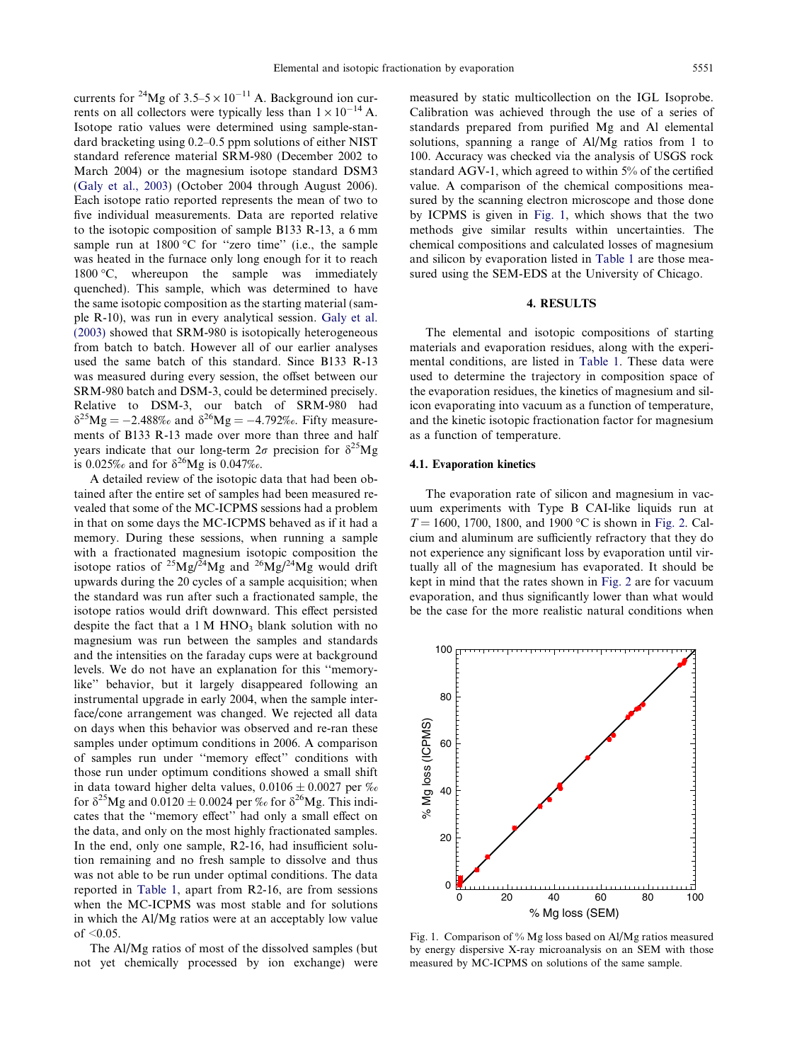currents for $^{24}$Mg of $3.5–5 \times 10^{-11}$ A. Background ion currents on all collectors were typically less than $1 \times 10^{-14}$ A. Isotope ratio values were determined using sample-standard bracketing using 0.2–0.5 ppm solutions of either NIST standard reference material SRM-980 (December 2002 to March 2004) or the magnesium isotope standard DSM3 (Galy et al., 2003) (October 2004 through August 2006). Each isotope ratio reported represents the mean of two to five individual measurements. Data are reported relative to the isotopic composition of sample B133 R-13, a 6 mm sample run at 1800 °C for "zero time" (i.e., the sample was heated in the furnace only long enough for it to reach 1800 °C, whereupon the sample was immediately quenched). This sample, which was determined to have the same isotopic composition as the starting material (sample R-10), was run in every analytical session. Galy et al. (2003) showed that SRM-980 is isotopically heterogeneous from batch to batch. However all of our earlier analyses used the same batch of this standard. Since B133 R-13 was measured during every session, the offset between our SRM-980 batch and DSM-3, could be determined precisely. Relative to DSM-3, our batch of SRM-980 had $\delta^{25}$Mg = −2.488‰ and $\delta^{26}$Mg = −4.792‰. Fifty measurements of B133 R-13 made over more than three and half years indicate that our long-term 2$\sigma$ precision for $\delta^{25}$Mg is 0.025‰ and for $\delta^{26}$Mg is 0.047‰.

A detailed review of the isotopic data that had been obtained after the entire set of samples had been measured revealed that some of the MC-ICPMS sessions had a problem in that on some days the MC-ICPMS behaved as if it had a memory. During these sessions, when running a sample with a fractionated magnesium isotopic composition the isotope ratios of $^{25}$Mg/$^{24}$Mg and $^{26}$Mg/$^{24}$Mg would drift upwards during the 20 cycles of a sample acquisition; when the standard was run after such a fractionated sample, the isotope ratios would drift downward. This effect persisted despite the fact that a 1 M $HNO_3$ blank solution with no magnesium was run between the samples and standards and the intensities on the faraday cups were at background levels. We do not have an explanation for this "memory-like" behavior, but it largely disappeared following an instrumental upgrade in early 2004, when the sample interface/cone arrangement was changed. We rejected all data on days when this behavior was observed and re-ran these samples under optimum conditions in 2006. A comparison of samples run under "memory effect" conditions with those run under optimum conditions showed a small shift in data toward higher delta values, 0.0106 ± 0.0027 per ‰ for $\delta^{25}$Mg and 0.0120 ± 0.0024 per ‰ for $\delta^{26}$Mg. This indicates that the "memory effect" had only a small effect on the data, and only on the most highly fractionated samples. In the end, only one sample, R2-16, had insufficient solution remaining and no fresh sample to dissolve and thus was not able to be run under optimal conditions. The data reported in Table 1, apart from R2-16, are from sessions when the MC-ICPMS was most stable and for solutions in which the Al/Mg ratios were at an acceptably low value of <0.05.

The Al/Mg ratios of most of the dissolved samples (but not yet chemically processed by ion exchange) were measured by static multicollection on the IGL Isoprobe. Calibration was achieved through the use of a series of standards prepared from purified Mg and Al elemental solutions, spanning a range of Al/Mg ratios from 1 to 100. Accuracy was checked via the analysis of USGS rock standard AGV-1, which agreed to within 5% of the certified value. A comparison of the chemical compositions measured by the scanning electron microscope and those done by ICPMS is given in Fig. 1, which shows that the two methods give similar results within uncertainties. The chemical compositions and calculated losses of magnesium and silicon by evaporation listed in Table 1 are those measured using the SEM-EDS at the University of Chicago.

## 4. RESULTS

The elemental and isotopic compositions of starting materials and evaporation residues, along with the experimental conditions, are listed in Table 1. These data were used to determine the trajectory in composition space of the evaporation residues, the kinetics of magnesium and silicon evaporating into vacuum as a function of temperature, and the kinetic isotopic fractionation factor for magnesium as a function of temperature.

### 4.1. Evaporation kinetics

The evaporation rate of silicon and magnesium in vacuum experiments with Type B CAI-like liquids run at $T$ = 1600, 1700, 1800, and 1900 °C is shown in Fig. 2. Calcium and aluminum are sufficiently refractory that they do not experience any significant loss by evaporation until virtually all of the magnesium has evaporated. It should be kept in mind that the rates shown in Fig. 2 are for vacuum evaporation, and thus significantly lower than what would be the case for the more realistic natural conditions when

Fig. 1. Comparison of % Mg loss based on Al/Mg ratios measured by energy dispersive X-ray microanalysis on an SEM with those measured by MC-ICPMS on solutions of the same sample.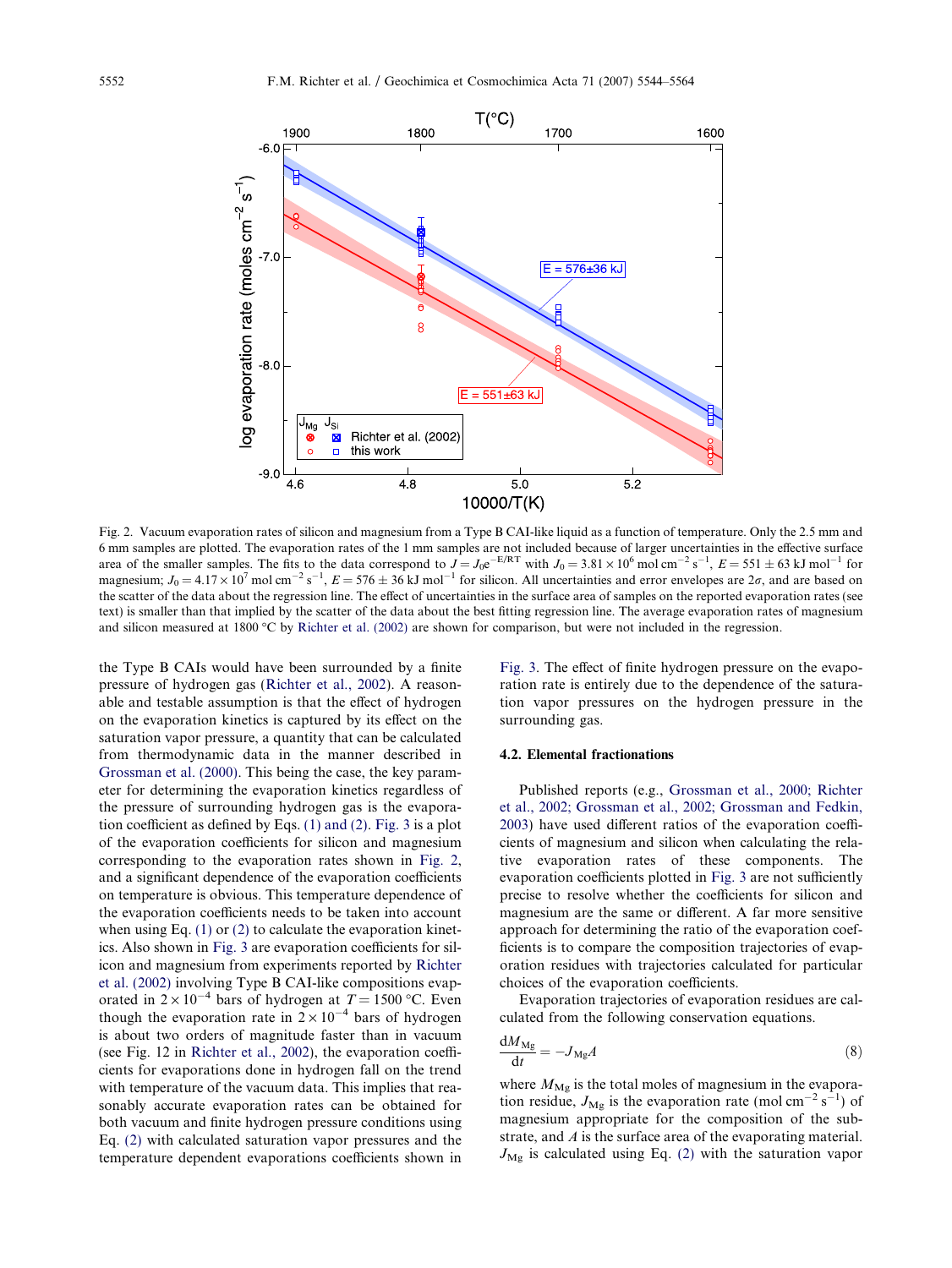Fig. 2. Vacuum evaporation rates of silicon and magnesium from a Type B CAI-like liquid as a function of temperature. Only the 2.5 mm and 6 mm samples are plotted. The evaporation rates of the 1 mm samples are not included because of larger uncertainties in the effective surface area of the smaller samples. The fits to the data correspond to $J = J_0 e^{-E/RT}$ with $J_0 = 3.81 \times 10^6$ mol cm$^{-2}$ s$^{-1}$, $E = 551 \pm 63$ kJ mol$^{-1}$ for magnesium; $J_0 = 4.17 \times 10^7$ mol cm$^{-2}$ s$^{-1}$, $E = 576 \pm 36$ kJ mol$^{-1}$ for silicon. All uncertainties and error envelopes are 2$\sigma$, and are based on the scatter of the data about the regression line. The effect of uncertainties in the surface area of samples on the reported evaporation rates (see text) is smaller than that implied by the scatter of the data about the best fitting regression line. The average evaporation rates of magnesium and silicon measured at 1800 °C by Richter et al. (2002) are shown for comparison, but were not included in the regression.

the Type B CAIs would have been surrounded by a finite pressure of hydrogen gas (Richter et al., 2002). A reasonable and testable assumption is that the effect of hydrogen on the evaporation kinetics is captured by its effect on the saturation vapor pressure, a quantity that can be calculated from thermodynamic data in the manner described in Grossman et al. (2000). This being the case, the key parameter for determining the evaporation kinetics regardless of the pressure of surrounding hydrogen gas is the evaporation coefficient as defined by Eqs. (1) and (2). Fig. 3 is a plot of the evaporation coefficients for silicon and magnesium corresponding to the evaporation rates shown in Fig. 2, and a significant dependence of the evaporation coefficients on temperature is obvious. This temperature dependence of the evaporation coefficients needs to be taken into account when using Eq. (1) or (2) to calculate the evaporation kinetics. Also shown in Fig. 3 are evaporation coefficients for silicon and magnesium from experiments reported by Richter et al. (2002) involving Type B CAI-like compositions evaporated in $2 \times 10^{-4}$ bars of hydrogen at $T = 1500$ °C. Even though the evaporation rate in $2 \times 10^{-4}$ bars of hydrogen is about two orders of magnitude faster than in vacuum (see Fig. 12 in Richter et al., 2002), the evaporation coefficients for evaporations done in hydrogen fall on the trend with temperature of the vacuum data. This implies that reasonably accurate evaporation rates can be obtained for both vacuum and finite hydrogen pressure conditions using Eq. (2) with calculated saturation vapor pressures and the temperature dependent evaporations coefficients shown in Fig. 3. The effect of finite hydrogen pressure on the evaporation rate is entirely due to the dependence of the saturation vapor pressures on the hydrogen pressure in the surrounding gas.

### 4.2. Elemental fractionations

Published reports (e.g., Grossman et al., 2000; Richter et al., 2002; Grossman et al., 2002; Grossman and Fedkin, 2003) have used different ratios of the evaporation coefficients of magnesium and silicon when calculating the relative evaporation rates of these components. The evaporation coefficients plotted in Fig. 3 are not sufficiently precise to resolve whether the coefficients for silicon and magnesium are the same or different. A far more sensitive approach for determining the ratio of the evaporation coefficients is to compare the composition trajectories of evaporation residues with trajectories calculated for particular choices of the evaporation coefficients.

Evaporation trajectories of evaporation residues are calculated from the following conservation equations.

$$\frac{dM_{Mg}}{dt} = -J_{Mg}A \tag{8}$$

where $M_{Mg}$ is the total moles of magnesium in the evaporation residue, $J_{Mg}$ is the evaporation rate (mol cm$^{-2}$ s$^{-1}$) of magnesium appropriate for the composition of the substrate, and $A$ is the surface area of the evaporating material. $J_{Mg}$ is calculated using Eq. (2) with the saturation vapor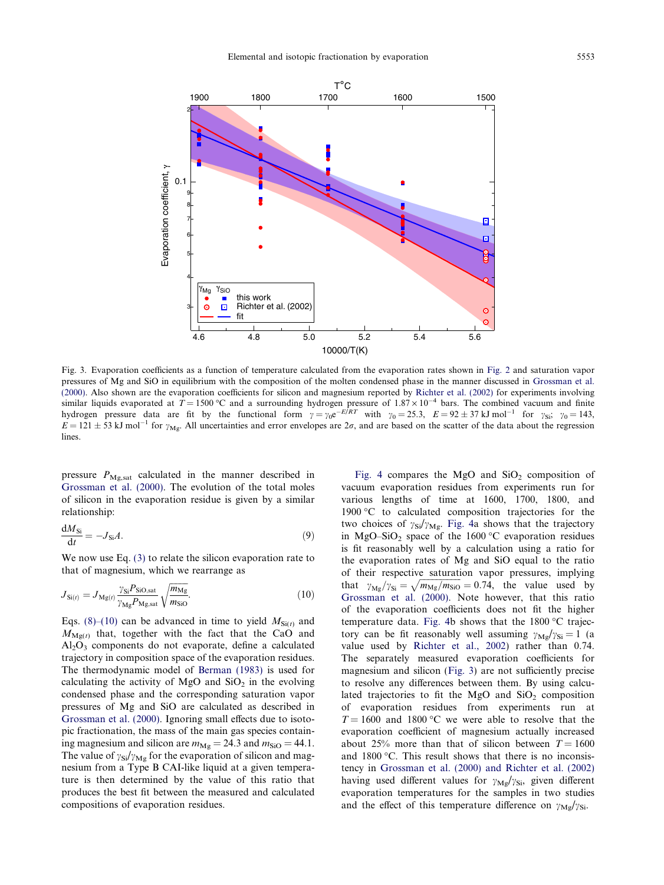Fig. 3. Evaporation coefficients as a function of temperature calculated from the evaporation rates shown in Fig. 2 and saturation vapor pressures of Mg and SiO in equilibrium with the composition of the molten condensed phase in the manner discussed in Grossman et al. (2000). Also shown are the evaporation coefficients for silicon and magnesium reported by Richter et al. (2002) for experiments involving similar liquids evaporated at $T = 1500\,^{\circ}C$ and a surrounding hydrogen pressure of $1.87 \times 10^{-4}$ bars. The combined vacuum and finite hydrogen pressure data are fit by the functional form $\gamma = \gamma_0 e^{-E/RT}$ with $\gamma_0 = 25.3$, $E = 92 \pm 37$ kJ mol$^{-1}$ for $\gamma_{Si}$; $\gamma_0 = 143$, $E = 121 \pm 53$ kJ mol$^{-1}$ for $\gamma_{Mg}$. All uncertainties and error envelopes are $2\sigma$, and are based on the scatter of the data about the regression lines.

pressure $P_{Mg,sat}$ calculated in the manner described in Grossman et al. (2000). The evolution of the total moles of silicon in the evaporation residue is given by a similar relationship:

$$\frac{dM_{Si}}{dt} = -J_{Si}A. \tag{9}$$

We now use Eq. (3) to relate the silicon evaporation rate to that of magnesium, which we rearrange as

$$J_{Si(t)} = J_{Mg(t)} \frac{\gamma_{Si} P_{SiO,sat}}{\gamma_{Mg} P_{Mg,sat}} \sqrt{\frac{m_{Mg}}{m_{SiO}}}. \tag{10}$$

Eqs. (8)–(10) can be advanced in time to yield $M_{Si(t)}$ and $M_{Mg(t)}$ that, together with the fact that the CaO and $Al_2O_3$ components do not evaporate, define a calculated trajectory in composition space of the evaporation residues. The thermodynamic model of Berman (1983) is used for calculating the activity of MgO and $SiO_2$ in the evolving condensed phase and the corresponding saturation vapor pressures of Mg and SiO are calculated as described in Grossman et al. (2000). Ignoring small effects due to isotopic fractionation, the mass of the main gas species containing magnesium and silicon are $m_{Mg} = 24.3$ and $m_{SiO} = 44.1$. The value of $\gamma_{Si}/\gamma_{Mg}$ for the evaporation of silicon and magnesium from a Type B CAI-like liquid at a given temperature is then determined by the value of this ratio that produces the best fit between the measured and calculated compositions of evaporation residues.

Fig. 4 compares the MgO and $SiO_2$ composition of vacuum evaporation residues from experiments run for various lengths of time at 1600, 1700, 1800, and 1900 °C to calculated composition trajectories for the two choices of $\gamma_{Si}/\gamma_{Mg}$. Fig. 4a shows that the trajectory in MgO–$SiO_2$ space of the 1600 °C evaporation residues is fit reasonably well by a calculation using a ratio for the evaporation rates of Mg and SiO equal to the ratio of their respective saturation vapor pressures, implying that $\gamma_{Mg}/\gamma_{Si} = \sqrt{m_{Mg}/m_{SiO}} = 0.74$, the value used by Grossman et al. (2000). Note however, that this ratio of the evaporation coefficients does not fit the higher temperature data. Fig. 4b shows that the 1800 °C trajectory can be fit reasonably well assuming $\gamma_{Mg}/\gamma_{Si} = 1$ (a value used by Richter et al., 2002) rather than 0.74. The separately measured evaporation coefficients for magnesium and silicon (Fig. 3) are not sufficiently precise to resolve any differences between them. By using calculated trajectories to fit the MgO and $SiO_2$ composition of evaporation residues from experiments run at $T = 1600$ and 1800 °C we were able to resolve that the evaporation coefficient of magnesium actually increased about 25% more than that of silicon between $T = 1600$ and 1800 °C. This result shows that there is no inconsistency in Grossman et al. (2000) and Richter et al. (2002) having used different values for $\gamma_{Mg}/\gamma_{Si}$, given different evaporation temperatures for the samples in two studies and the effect of this temperature difference on $\gamma_{Mg}/\gamma_{Si}$.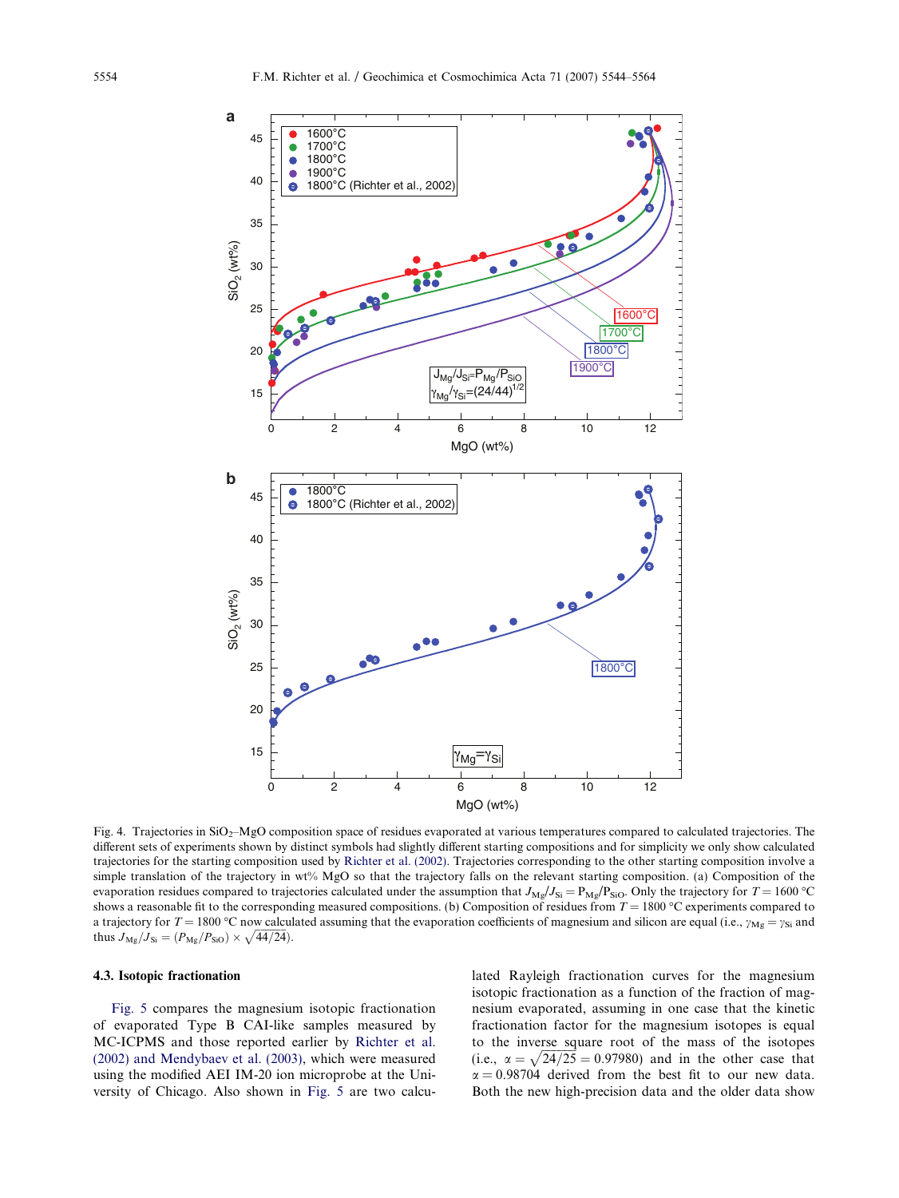Fig. 4. Trajectories in $SiO_2$–MgO composition space of residues evaporated at various temperatures compared to calculated trajectories. The different sets of experiments shown by distinct symbols had slightly different starting compositions and for simplicity we only show calculated trajectories for the starting composition used by Richter et al. (2002). Trajectories corresponding to the other starting composition involve a simple translation of the trajectory in wt% MgO so that the trajectory falls on the relevant starting composition. (a) Composition of the evaporation residues compared to trajectories calculated under the assumption that $J_{Mg}/J_{Si} = P_{Mg}/P_{SiO}$. Only the trajectory for $T = 1600$ °C shows a reasonable fit to the corresponding measured compositions. (b) Composition of residues from $T = 1800$ °C experiments compared to a trajectory for $T = 1800$ °C now calculated assuming that the evaporation coefficients of magnesium and silicon are equal (i.e., $\gamma_{Mg} = \gamma_{Si}$ and thus $J_{Mg}/J_{Si} = (P_{Mg}/P_{SiO}) \times \sqrt{44/24}$).

### 4.3. Isotopic fractionation

Fig. 5 compares the magnesium isotopic fractionation of evaporated Type B CAI-like samples measured by MC-ICPMS and those reported earlier by Richter et al. (2002) and Mendybaev et al. (2003), which were measured using the modified AEI IM-20 ion microprobe at the University of Chicago. Also shown in Fig. 5 are two calculated Rayleigh fractionation curves for the magnesium isotopic fractionation as a function of the fraction of magnesium evaporated, assuming in one case that the kinetic fractionation factor for the magnesium isotopes is equal to the inverse square root of the mass of the isotopes (i.e., $\alpha = \sqrt{24/25} = 0.97980$) and in the other case that $\alpha = 0.98704$ derived from the best fit to our new data. Both the new high-precision data and the older data show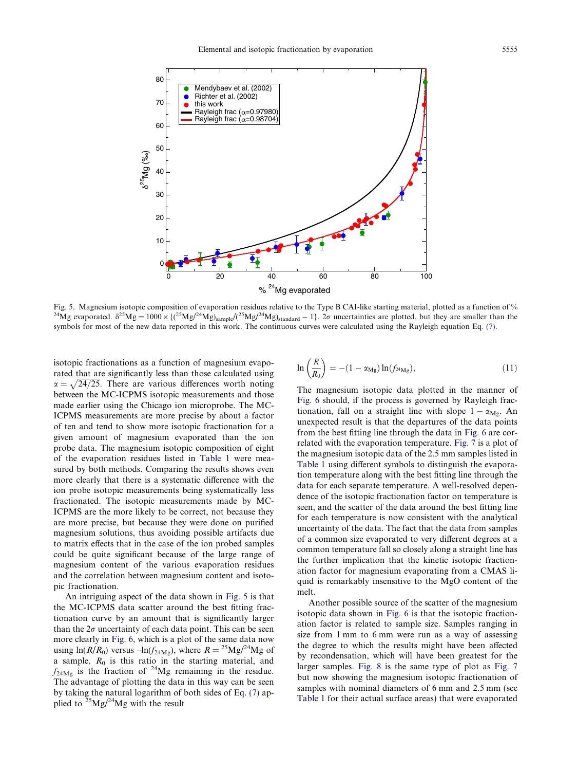Fig. 5. Magnesium isotopic composition of evaporation residues relative to the Type B CAI-like starting material, plotted as a function of % $^{24}$Mg evaporated. $\delta^{25}\text{Mg} = 1000 \times \{(^{25}\text{Mg}/^{24}\text{Mg})_{\text{sample}}/(^{25}\text{Mg}/^{24}\text{Mg})_{\text{standard}} - 1\}$. $2\sigma$ uncertainties are plotted, but they are smaller than the symbols for most of the new data reported in this work. The continuous curves were calculated using the Rayleigh equation Eq. (7).

isotopic fractionations as a function of magnesium evaporated that are significantly less than those calculated using $\alpha = \sqrt{24/25}$. There are various differences worth noting between the MC-ICPMS isotopic measurements and those made earlier using the Chicago ion microprobe. The MC-ICPMS measurements are more precise by about a factor of ten and tend to show more isotopic fractionation for a given amount of magnesium evaporated than the ion probe data. The magnesium isotopic composition of eight of the evaporation residues listed in Table 1 were measured by both methods. Comparing the results shows even more clearly that there is a systematic difference with the ion probe isotopic measurements being systematically less fractionated. The isotopic measurements made by MC-ICPMS are the more likely to be correct, not because they are more precise, but because they were done on purified magnesium solutions, thus avoiding possible artifacts due to matrix effects that in the case of the ion probed samples could be quite significant because of the large range of magnesium content of the various evaporation residues and the correlation between magnesium content and isotopic fractionation.

An intriguing aspect of the data shown in Fig. 5 is that the MC-ICPMS data scatter around the best fitting fractionation curve by an amount that is significantly larger than the $2\sigma$ uncertainty of each data point. This can be seen more clearly in Fig. 6, which is a plot of the same data now using $\ln(R/R_0)$ versus $-\ln(f_{24\text{Mg}})$, where $R = {}^{25}\text{Mg}/{}^{24}\text{Mg}$ of a sample, $R_0$ is this ratio in the starting material, and $f_{24\text{Mg}}$ is the fraction of $^{24}$Mg remaining in the residue. The advantage of plotting the data in this way can be seen by taking the natural logarithm of both sides of Eq. (7) applied to $^{25}$Mg/$^{24}$Mg with the result

$$\ln\left(\frac{R}{R_0}\right) = -(1 - \alpha_{\text{Mg}})\ln(f_{^{24}\text{Mg}}), \tag{11}$$

The magnesium isotopic data plotted in the manner of Fig. 6 should, if the process is governed by Rayleigh fractionation, fall on a straight line with slope $1 - \alpha_{\text{Mg}}$. An unexpected result is that the departures of the data points from the best fitting line through the data in Fig. 6 are correlated with the evaporation temperature. Fig. 7 is a plot of the magnesium isotopic data of the 2.5 mm samples listed in Table 1 using different symbols to distinguish the evaporation temperature along with the best fitting line through the data for each separate temperature. A well-resolved dependence of the isotopic fractionation factor on temperature is seen, and the scatter of the data around the best fitting line for each temperature is now consistent with the analytical uncertainty of the data. The fact that the data from samples of a common size evaporated to very different degrees at a common temperature fall so closely along a straight line has the further implication that the kinetic isotopic fractionation factor for magnesium evaporating from a CMAS liquid is remarkably insensitive to the MgO content of the melt.

Another possible source of the scatter of the magnesium isotopic data shown in Fig. 6 is that the isotopic fractionation factor is related to sample size. Samples ranging in size from 1 mm to 6 mm were run as a way of assessing the degree to which the results might have been affected by recondensation, which will have been greatest for the larger samples. Fig. 8 is the same type of plot as Fig. 7 but now showing the magnesium isotopic fractionation of samples with nominal diameters of 6 mm and 2.5 mm (see Table 1 for their actual surface areas) that were evaporated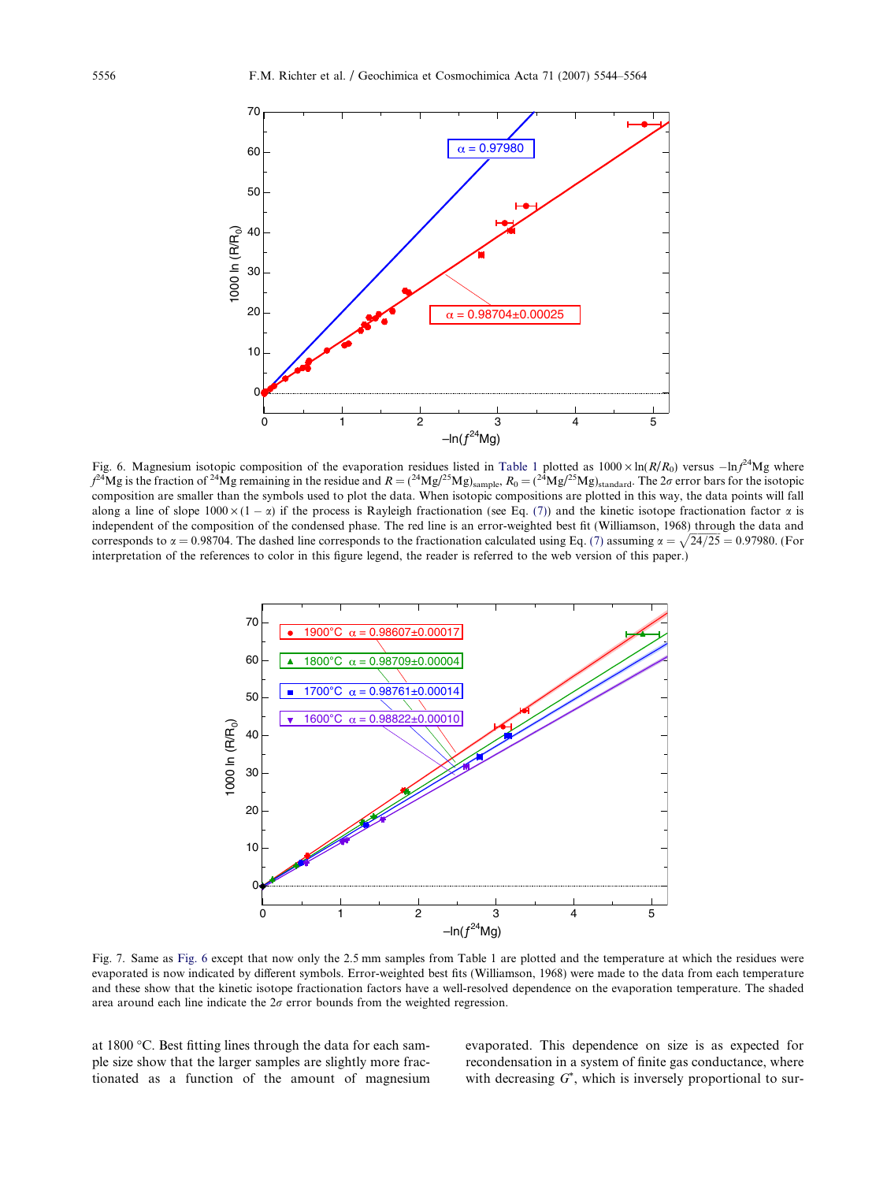Fig. 6. Magnesium isotopic composition of the evaporation residues listed in Table 1 plotted as $1000 \times \ln(R/R_0)$ versus $-\ln f^{24}$Mg where $f^{24}$Mg is the fraction of $^{24}$Mg remaining in the residue and $R = (^{24}\text{Mg}/^{25}\text{Mg})_{\text{sample}}$, $R_0 = (^{24}\text{Mg}/^{25}\text{Mg})_{\text{standard}}$. The $2\sigma$ error bars for the isotopic composition are smaller than the symbols used to plot the data. When isotopic compositions are plotted in this way, the data points will fall along a line of slope $1000 \times (1 - \alpha)$ if the process is Rayleigh fractionation (see Eq. (7)) and the kinetic isotope fractionation factor $\alpha$ is independent of the composition of the condensed phase. The red line is an error-weighted best fit (Williamson, 1968) through the data and corresponds to $\alpha = 0.98704$. The dashed line corresponds to the fractionation calculated using Eq. (7) assuming $\alpha = \sqrt{24/25} = 0.97980$. (For interpretation of the references to color in this figure legend, the reader is referred to the web version of this paper.)

Fig. 7. Same as Fig. 6 except that now only the 2.5 mm samples from Table 1 are plotted and the temperature at which the residues were evaporated is now indicated by different symbols. Error-weighted best fits (Williamson, 1968) were made to the data from each temperature and these show that the kinetic isotope fractionation factors have a well-resolved dependence on the evaporation temperature. The shaded area around each line indicate the $2\sigma$ error bounds from the weighted regression.

at 1800 °C. Best fitting lines through the data for each sample size show that the larger samples are slightly more fractionated as a function of the amount of magnesium evaporated. This dependence on size is as expected for recondensation in a system of finite gas conductance, where with decreasing $G^*$, which is inversely proportional to sur-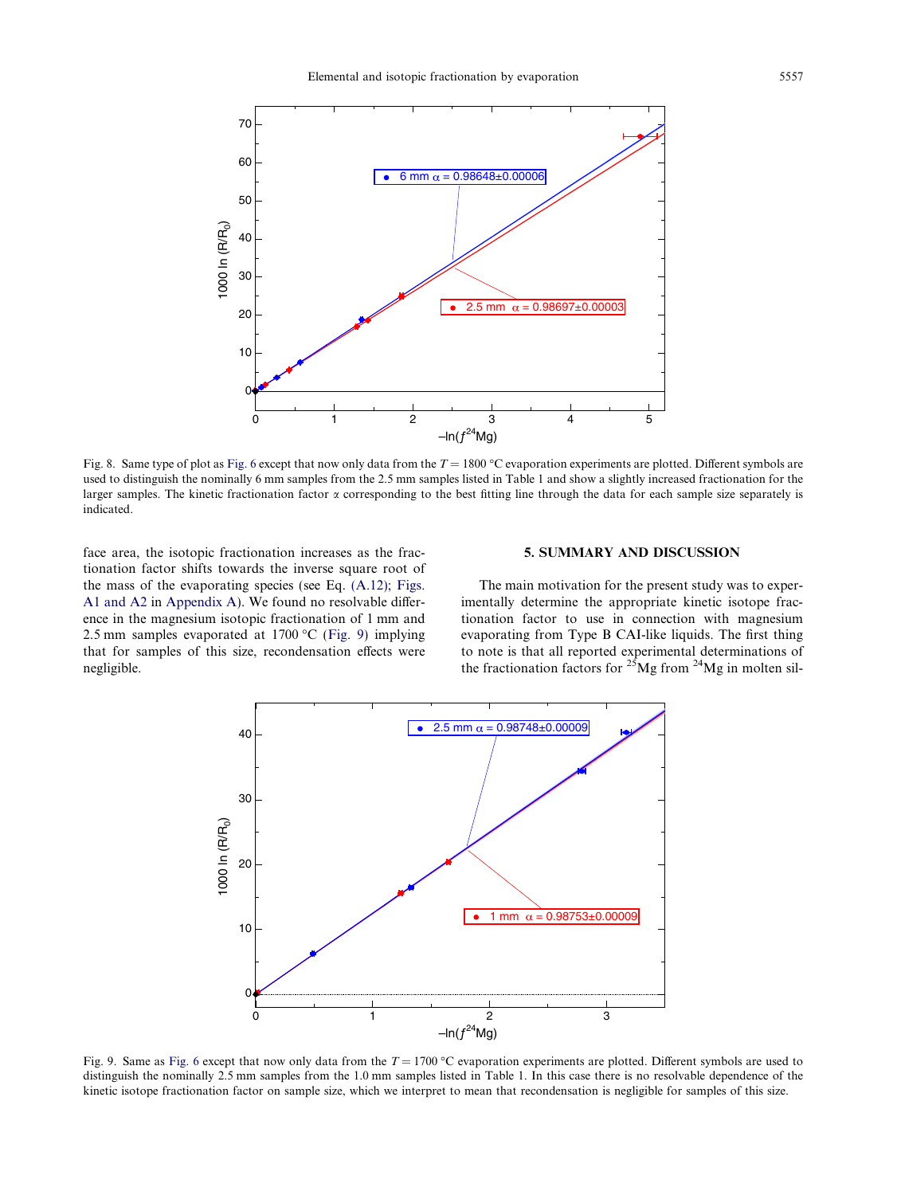Fig. 8. Same type of plot as Fig. 6 except that now only data from the $T = 1800$ °C evaporation experiments are plotted. Different symbols are used to distinguish the nominally 6 mm samples from the 2.5 mm samples listed in Table 1 and show a slightly increased fractionation for the larger samples. The kinetic fractionation factor $\alpha$ corresponding to the best fitting line through the data for each sample size separately is indicated.

face area, the isotopic fractionation increases as the fractionation factor shifts towards the inverse square root of the mass of the evaporating species (see Eq. (A.12); Figs. A1 and A2 in Appendix A). We found no resolvable difference in the magnesium isotopic fractionation of 1 mm and 2.5 mm samples evaporated at 1700 °C (Fig. 9) implying that for samples of this size, recondensation effects were negligible.

## 5. SUMMARY AND DISCUSSION

The main motivation for the present study was to experimentally determine the appropriate kinetic isotope fractionation factor to use in connection with magnesium evaporating from Type B CAI-like liquids. The first thing to note is that all reported experimental determinations of the fractionation factors for $^{25}$Mg from $^{24}$Mg in molten sil-

Fig. 9. Same as Fig. 6 except that now only data from the $T = 1700$ °C evaporation experiments are plotted. Different symbols are used to distinguish the nominally 2.5 mm samples from the 1.0 mm samples listed in Table 1. In this case there is no resolvable dependence of the kinetic isotope fractionation factor on sample size, which we interpret to mean that recondensation is negligible for samples of this size.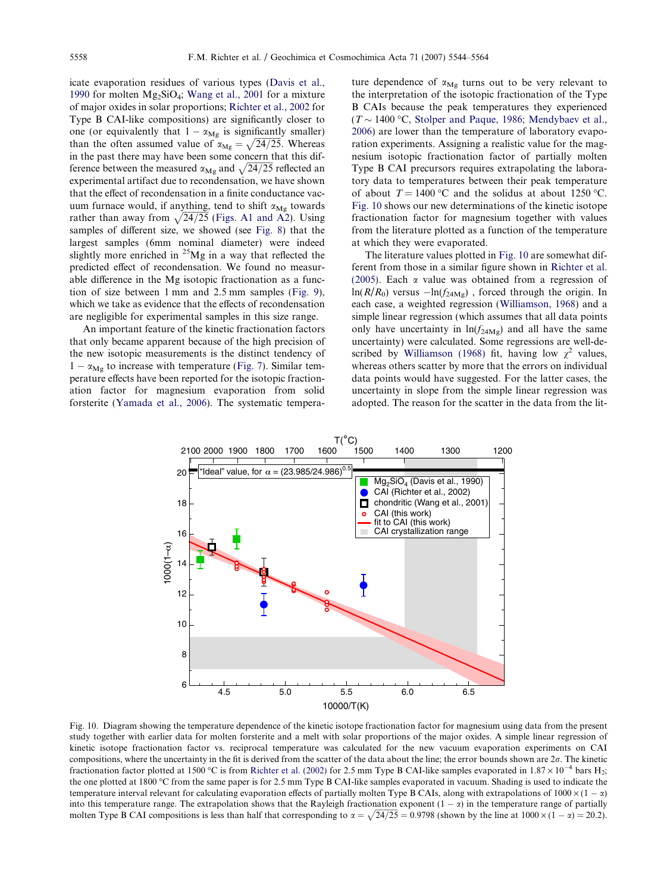icate evaporation residues of various types (Davis et al., 1990 for molten $Mg_2SiO_4$; Wang et al., 2001 for a mixture of major oxides in solar proportions; Richter et al., 2002 for Type B CAI-like compositions) are significantly closer to one (or equivalently that $1-\alpha_{Mg}$ is significantly smaller) than the often assumed value of $\alpha_{Mg}=\sqrt{24/25}$. Whereas in the past there may have been some concern that this difference between the measured $\alpha_{Mg}$ and $\sqrt{24/25}$ reflected an experimental artifact due to recondensation, we have shown that the effect of recondensation in a finite conductance vacuum furnace would, if anything, tend to shift $\alpha_{Mg}$ towards rather than away from $\sqrt{24/25}$ (Figs. A1 and A2). Using samples of different size, we showed (see Fig. 8) that the largest samples (6mm nominal diameter) were indeed slightly more enriched in $^{25}Mg$ in a way that reflected the predicted effect of recondensation. We found no measurable difference in the Mg isotopic fractionation as a function of size between 1 mm and 2.5 mm samples (Fig. 9), which we take as evidence that the effects of recondensation are negligible for experimental samples in this size range.

An important feature of the kinetic fractionation factors that only became apparent because of the high precision of the new isotopic measurements is the distinct tendency of $1-\alpha_{Mg}$ to increase with temperature (Fig. 7). Similar temperature effects have been reported for the isotopic fractionation factor for magnesium evaporation from solid forsterite (Yamada et al., 2006). The systematic temperature dependence of $\alpha_{Mg}$ turns out to be very relevant to the interpretation of the isotopic fractionation of the Type B CAIs because the peak temperatures they experienced ($T\sim1400$ °C, Stolper and Paque, 1986; Mendybaev et al., 2006) are lower than the temperature of laboratory evaporation experiments. Assigning a realistic value for the magnesium isotopic fractionation factor of partially molten Type B CAI precursors requires extrapolating the laboratory data to temperatures between their peak temperature of about $T=1400$ °C and the solidus at about 1250 °C. Fig. 10 shows our new determinations of the kinetic isotope fractionation factor for magnesium together with values from the literature plotted as a function of the temperature at which they were evaporated.

The literature values plotted in Fig. 10 are somewhat different from those in a similar figure shown in Richter et al. (2005). Each $\alpha$ value was obtained from a regression of $\ln(R/R_0)$ versus $-\ln(f_{24Mg})$, forced through the origin. In each case, a weighted regression (Williamson, 1968) and a simple linear regression (which assumes that all data points only have uncertainty in $\ln(f_{24Mg})$ and all have the same uncertainty) were calculated. Some regressions are well-described by Williamson (1968) fit, having low $\chi^2$ values, whereas others scatter by more that the errors on individual data points would have suggested. For the latter cases, the uncertainty in slope from the simple linear regression was adopted. The reason for the scatter in the data from the lit-

Fig. 10. Diagram showing the temperature dependence of the kinetic isotope fractionation factor for magnesium using data from the present study together with earlier data for molten forsterite and a melt with solar proportions of the major oxides. A simple linear regression of kinetic isotope fractionation factor vs. reciprocal temperature was calculated for the new vacuum evaporation experiments on CAI compositions, where the uncertainty in the fit is derived from the scatter of the data about the line; the error bounds shown are 2$\sigma$. The kinetic fractionation factor plotted at 1500 °C is from Richter et al. (2002) for 2.5 mm Type B CAI-like samples evaporated in $1.87\times10^{-4}$ bars $H_2$; the one plotted at 1800 °C from the same paper is for 2.5 mm Type B CAI-like samples evaporated in vacuum. Shading is used to indicate the temperature interval relevant for calculating evaporation effects of partially molten Type B CAIs, along with extrapolations of $1000\times(1-\alpha)$ into this temperature range. The extrapolation shows that the Rayleigh fractionation exponent $(1-\alpha)$ in the temperature range of partially molten Type B CAI compositions is less than half that corresponding to $\alpha=\sqrt{24/25}=0.9798$ (shown by the line at $1000\times(1-\alpha)=20.2$).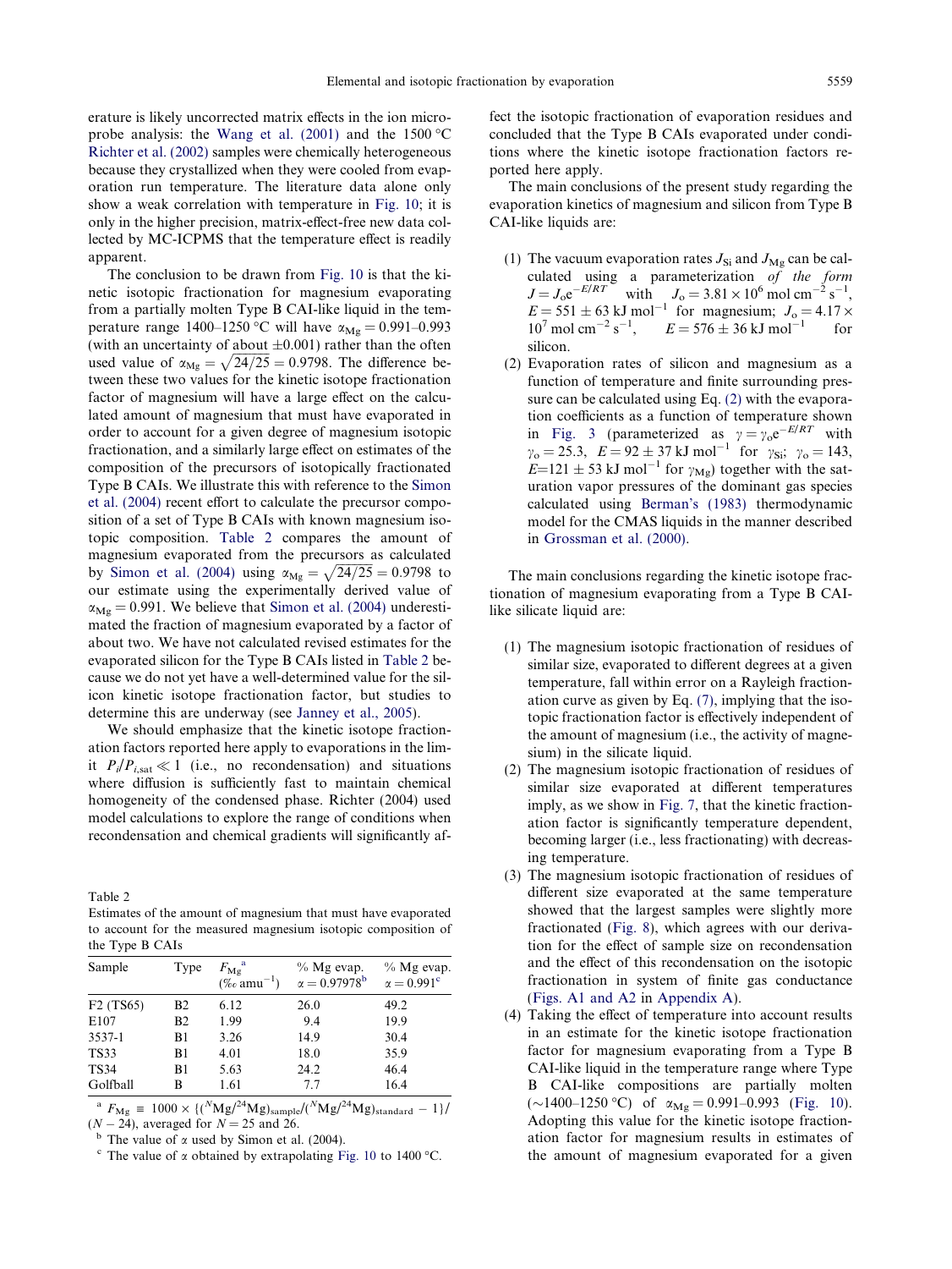erature is likely uncorrected matrix effects in the ion microprobe analysis: the Wang et al. (2001) and the 1500 °C Richter et al. (2002) samples were chemically heterogeneous because they crystallized when they were cooled from evaporation run temperature. The literature data alone only show a weak correlation with temperature in Fig. 10; it is only in the higher precision, matrix-effect-free new data collected by MC-ICPMS that the temperature effect is readily apparent.

The conclusion to be drawn from Fig. 10 is that the kinetic isotopic fractionation for magnesium evaporating from a partially molten Type B CAI-like liquid in the temperature range 1400–1250 °C will have $\alpha_{Mg} = 0.991$–$0.993$ (with an uncertainty of about ±0.001) rather than the often used value of $\alpha_{Mg} = \sqrt{24/25} = 0.9798$. The difference between these two values for the kinetic isotope fractionation factor of magnesium will have a large effect on the calculated amount of magnesium that must have evaporated in order to account for a given degree of magnesium isotopic fractionation, and a similarly large effect on estimates of the composition of the precursors of isotopically fractionated Type B CAIs. We illustrate this with reference to the Simon et al. (2004) recent effort to calculate the precursor composition of a set of Type B CAIs with known magnesium isotopic composition. Table 2 compares the amount of magnesium evaporated from the precursors as calculated by Simon et al. (2004) using $\alpha_{Mg} = \sqrt{24/25} = 0.9798$ to our estimate using the experimentally derived value of $\alpha_{Mg} = 0.991$. We believe that Simon et al. (2004) underestimated the fraction of magnesium evaporated by a factor of about two. We have not calculated revised estimates for the evaporated silicon for the Type B CAIs listed in Table 2 because we do not yet have a well-determined value for the silicon kinetic isotope fractionation factor, but studies to determine this are underway (see Janney et al., 2005).

We should emphasize that the kinetic isotope fractionation factors reported here apply to evaporations in the limit $P_i/P_{i,sat} \ll 1$ (i.e., no recondensation) and situations where diffusion is sufficiently fast to maintain chemical homogeneity of the condensed phase. Richter (2004) used model calculations to explore the range of conditions when recondensation and chemical gradients will significantly affect the isotopic fractionation of evaporation residues and concluded that the Type B CAIs evaporated under conditions where the kinetic isotope fractionation factors reported here apply.

Table 2
Estimates of the amount of magnesium that must have evaporated to account for the measured magnesium isotopic composition of the Type B CAIs

| Sample | Type | $F_{Mg}$[a] (‰ amu$^{-1}$) | % Mg evap. $\alpha = 0.97978$[b] | % Mg evap. $\alpha = 0.991$[c] |
|---|---|---|---|---|
| F2 (TS65) | B2 | 6.12 | 26.0 | 49.2 |
| E107 | B2 | 1.99 | 9.4 | 19.9 |
| 3537-1 | B1 | 3.26 | 14.9 | 30.4 |
| TS33 | B1 | 4.01 | 18.0 | 35.9 |
| TS34 | B1 | 5.63 | 24.2 | 46.4 |
| Golfball | B | 1.61 | 7.7 | 16.4 |

[a] $F_{Mg} \equiv 1000 \times \{(^{N}Mg/^{24}Mg)_{sample}/(^{N}Mg/^{24}Mg)_{standard} - 1\}/(N - 24)$, averaged for $N = 25$ and 26.

[b] The value of $\alpha$ used by Simon et al. (2004).

[c] The value of $\alpha$ obtained by extrapolating Fig. 10 to 1400 °C.

The main conclusions of the present study regarding the evaporation kinetics of magnesium and silicon from Type B CAI-like liquids are:

1. The vacuum evaporation rates $J_{Si}$ and $J_{Mg}$ can be calculated using a parameterization *of the form* $J = J_o e^{-E/RT}$ with $J_o = 3.81 \times 10^6$ mol cm$^{-2}$ s$^{-1}$, $E = 551 \pm 63$ kJ mol$^{-1}$ for magnesium; $J_o = 4.17 \times 10^7$ mol cm$^{-2}$ s$^{-1}$, $E = 576 \pm 36$ kJ mol$^{-1}$ for silicon.
2. Evaporation rates of silicon and magnesium as a function of temperature and finite surrounding pressure can be calculated using Eq. (2) with the evaporation coefficients as a function of temperature shown in Fig. 3 (parameterized as $\gamma = \gamma_o e^{-E/RT}$ with $\gamma_o = 25.3$, $E = 92 \pm 37$ kJ mol$^{-1}$ for $\gamma_{Si}$; $\gamma_o = 143$, $E$=121 ± 53 kJ mol$^{-1}$ for $\gamma_{Mg}$) together with the saturation vapor pressures of the dominant gas species calculated using Berman's (1983) thermodynamic model for the CMAS liquids in the manner described in Grossman et al. (2000).

The main conclusions regarding the kinetic isotope fractionation of magnesium evaporating from a Type B CAI-like silicate liquid are:

1. The magnesium isotopic fractionation of residues of similar size, evaporated to different degrees at a given temperature, fall within error on a Rayleigh fractionation curve as given by Eq. (7), implying that the isotopic fractionation factor is effectively independent of the amount of magnesium (i.e., the activity of magnesium) in the silicate liquid.
2. The magnesium isotopic fractionation of residues of similar size evaporated at different temperatures imply, as we show in Fig. 7, that the kinetic fractionation factor is significantly temperature dependent, becoming larger (i.e., less fractionating) with decreasing temperature.
3. The magnesium isotopic fractionation of residues of different size evaporated at the same temperature showed that the largest samples were slightly more fractionated (Fig. 8), which agrees with our derivation for the effect of sample size on recondensation and the effect of this recondensation on the isotopic fractionation in system of finite gas conductance (Figs. A1 and A2 in Appendix A).
4. Taking the effect of temperature into account results in an estimate for the kinetic isotope fractionation factor for magnesium evaporating from a Type B CAI-like liquid in the temperature range where Type B CAI-like compositions are partially molten (~1400–1250 °C) of $\alpha_{Mg} = 0.991$–$0.993$ (Fig. 10). Adopting this value for the kinetic isotope fractionation factor for magnesium results in estimates of the amount of magnesium evaporated for a given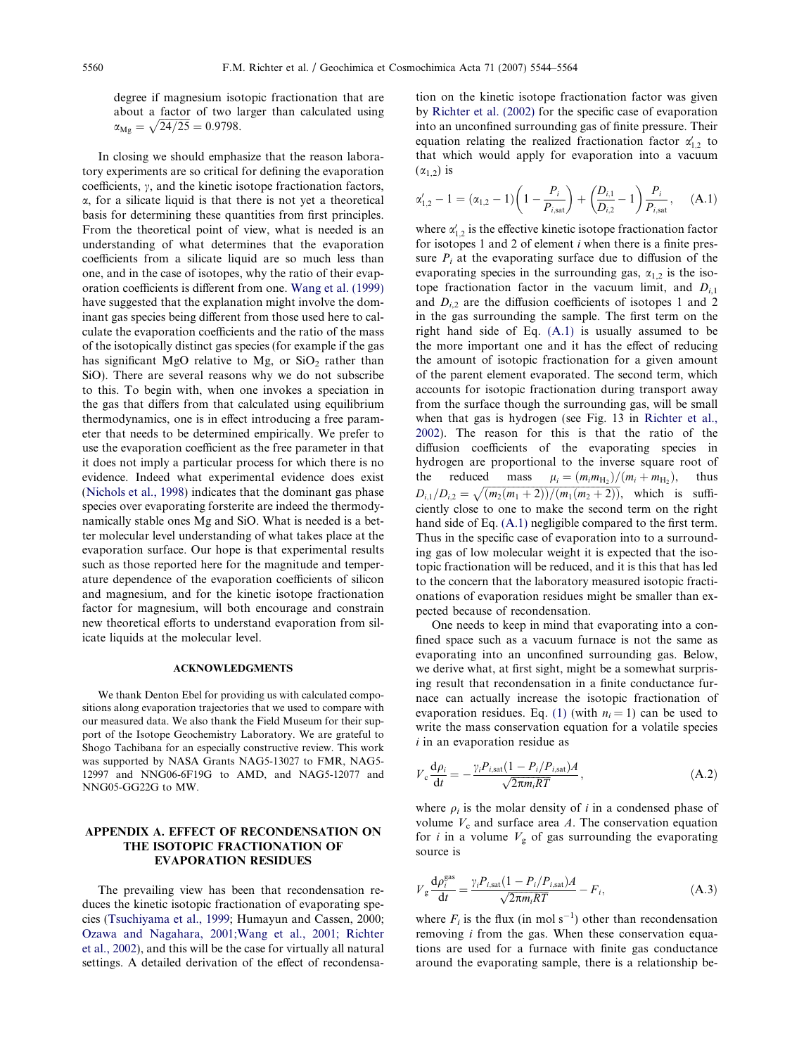degree if magnesium isotopic fractionation that are about a factor of two larger than calculated using $\alpha_{Mg} = \sqrt{24/25} = 0.9798$.

In closing we should emphasize that the reason laboratory experiments are so critical for defining the evaporation coefficients, $\gamma$, and the kinetic isotope fractionation factors, $\alpha$, for a silicate liquid is that there is not yet a theoretical basis for determining these quantities from first principles. From the theoretical point of view, what is needed is an understanding of what determines that the evaporation coefficients from a silicate liquid are so much less than one, and in the case of isotopes, why the ratio of their evaporation coefficients is different from one. Wang et al. (1999) have suggested that the explanation might involve the dominant gas species being different from those used here to calculate the evaporation coefficients and the ratio of the mass of the isotopically distinct gas species (for example if the gas has significant MgO relative to Mg, or $SiO_2$ rather than SiO). There are several reasons why we do not subscribe to this. To begin with, when one invokes a speciation in the gas that differs from that calculated using equilibrium thermodynamics, one is in effect introducing a free parameter that needs to be determined empirically. We prefer to use the evaporation coefficient as the free parameter in that it does not imply a particular process for which there is no evidence. Indeed what experimental evidence does exist (Nichols et al., 1998) indicates that the dominant gas phase species over evaporating forsterite are indeed the thermodynamically stable ones Mg and SiO. What is needed is a better molecular level understanding of what takes place at the evaporation surface. Our hope is that experimental results such as those reported here for the magnitude and temperature dependence of the evaporation coefficients of silicon and magnesium, and for the kinetic isotope fractionation factor for magnesium, will both encourage and constrain new theoretical efforts to understand evaporation from silicate liquids at the molecular level.

## ACKNOWLEDGMENTS

We thank Denton Ebel for providing us with calculated compositions along evaporation trajectories that we used to compare with our measured data. We also thank the Field Museum for their support of the Isotope Geochemistry Laboratory. We are grateful to Shogo Tachibana for an especially constructive review. This work was supported by NASA Grants NAG5-13027 to FMR, NAG5-12997 and NNG06-6F19G to AMD, and NAG5-12077 and NNG05-GG22G to MW.

## APPENDIX A. EFFECT OF RECONDENSATION ON THE ISOTOPIC FRACTIONATION OF EVAPORATION RESIDUES

The prevailing view has been that recondensation reduces the kinetic isotopic fractionation of evaporating species (Tsuchiyama et al., 1999; Humayun and Cassen, 2000; Ozawa and Nagahara, 2001;Wang et al., 2001; Richter et al., 2002), and this will be the case for virtually all natural settings. A detailed derivation of the effect of recondensation on the kinetic isotope fractionation factor was given by Richter et al. (2002) for the specific case of evaporation into an unconfined surrounding gas of finite pressure. Their equation relating the realized fractionation factor $\alpha'_{1,2}$ to that which would apply for evaporation into a vacuum ($\alpha_{1,2}$) is

$$\alpha'_{1,2} - 1 = (\alpha_{1,2} - 1)\left(1 - \frac{P_i}{P_{i,\text{sat}}}\right) + \left(\frac{D_{i,1}}{D_{i,2}} - 1\right)\frac{P_i}{P_{i,\text{sat}}}, \quad \text{(A.1)}$$

where $\alpha'_{1,2}$ is the effective kinetic isotope fractionation factor for isotopes 1 and 2 of element $i$ when there is a finite pressure $P_i$ at the evaporating surface due to diffusion of the evaporating species in the surrounding gas, $\alpha_{1,2}$ is the isotope fractionation factor in the vacuum limit, and $D_{i,1}$ and $D_{i,2}$ are the diffusion coefficients of isotopes 1 and 2 in the gas surrounding the sample. The first term on the right hand side of Eq. (A.1) is usually assumed to be the more important one and it has the effect of reducing the amount of isotopic fractionation for a given amount of the parent element evaporated. The second term, which accounts for isotopic fractionation during transport away from the surface though the surrounding gas, will be small when that gas is hydrogen (see Fig. 13 in Richter et al., 2002). The reason for this is that the ratio of the diffusion coefficients of the evaporating species in hydrogen are proportional to the inverse square root of the reduced mass $\mu_i = (m_i m_{H_2})/(m_i + m_{H_2})$, thus $D_{i,1}/D_{i,2} = \sqrt{(m_2(m_1+2))/(m_1(m_2+2))}$, which is sufficiently close to one to make the second term on the right hand side of Eq. (A.1) negligible compared to the first term. Thus in the specific case of evaporation into a surrounding gas of low molecular weight it is expected that the isotopic fractionation will be reduced, and it is this that has led to the concern that the laboratory measured isotopic fractionations of evaporation residues might be smaller than expected because of recondensation.

One needs to keep in mind that evaporating into a confined space such as a vacuum furnace is not the same as evaporating into an unconfined surrounding gas. Below, we derive what, at first sight, might be a somewhat surprising result that recondensation in a finite conductance furnace can actually increase the isotopic fractionation of evaporation residues. Eq. (1) (with $n_i = 1$) can be used to write the mass conservation equation for a volatile species $i$ in an evaporation residue as

$$V_c \frac{d\rho_i}{dt} = -\frac{\gamma_i P_{i,\text{sat}}(1 - P_i/P_{i,\text{sat}})A}{\sqrt{2\pi m_i RT}}, \quad \text{(A.2)}$$

where $\rho_i$ is the molar density of $i$ in a condensed phase of volume $V_c$ and surface area $A$. The conservation equation for $i$ in a volume $V_g$ of gas surrounding the evaporating source is

$$V_g \frac{d\rho_i^{\text{gas}}}{dt} = \frac{\gamma_i P_{i,\text{sat}}(1 - P_i/P_{i,\text{sat}})A}{\sqrt{2\pi m_i RT}} - F_i, \quad \text{(A.3)}$$

where $F_i$ is the flux (in mol s$^{-1}$) other than recondensation removing $i$ from the gas. When these conservation equations are used for a furnace with finite gas conductance around the evaporating sample, there is a relationship be-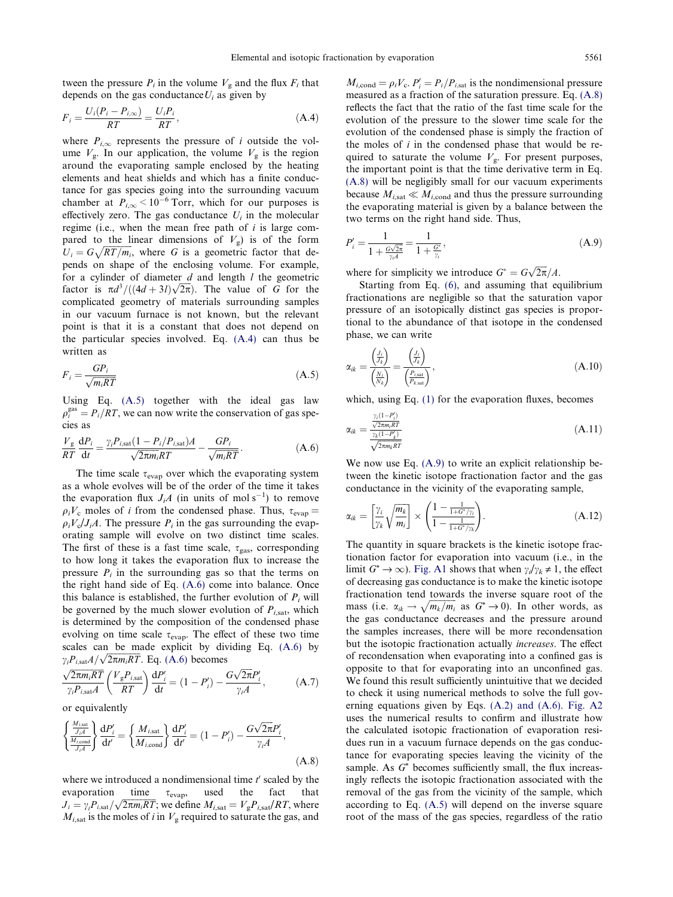tween the pressure $P_i$ in the volume $V_g$ and the flux $F_i$ that depends on the gas conductance $U_i$ as given by

$$F_i = \frac{U_i(P_i - P_{i,\infty})}{RT} = \frac{U_i P_i}{RT}, \tag{A.4}$$

where $P_{i,\infty}$ represents the pressure of $i$ outside the volume $V_g$. In our application, the volume $V_g$ is the region around the evaporating sample enclosed by the heating elements and heat shields and which has a finite conductance for gas species going into the surrounding vacuum chamber at $P_{i,\infty} < 10^{-6}$ Torr, which for our purposes is effectively zero. The gas conductance $U_i$ in the molecular regime (i.e., when the mean free path of $i$ is large compared to the linear dimensions of $V_g$) is of the form $U_i = G\sqrt{RT/m_i}$, where $G$ is a geometric factor that depends on shape of the enclosing volume. For example, for a cylinder of diameter $d$ and length $l$ the geometric factor is $\pi d^3/((4d+3l)\sqrt{2\pi})$. The value of $G$ for the complicated geometry of materials surrounding samples in our vacuum furnace is not known, but the relevant point is that it is a constant that does not depend on the particular species involved. Eq. (A.4) can thus be written as

$$F_i = \frac{G P_i}{\sqrt{m_i RT}} \tag{A.5}$$

Using Eq. (A.5) together with the ideal gas law $\rho_i^{\text{gas}} = P_i/RT$, we can now write the conservation of gas species as

$$\frac{V_g}{RT}\frac{dP_i}{dt} = \frac{\gamma_i P_{i,\text{sat}}(1 - P_i/P_{i,\text{sat}})A}{\sqrt{2\pi m_i RT}} - \frac{G P_i}{\sqrt{m_i RT}}. \tag{A.6}$$

The time scale $\tau_{\text{evap}}$ over which the evaporating system as a whole evolves will be of the order of the time it takes the evaporation flux $J_i A$ (in units of mol s$^{-1}$) to remove $\rho_i V_c$ moles of $i$ from the condensed phase. Thus, $\tau_{\text{evap}} = \rho_i V_c / J_i A$. The pressure $P_i$ in the gas surrounding the evaporating sample will evolve on two distinct time scales. The first of these is a fast time scale, $\tau_{\text{gas}}$, corresponding to how long it takes the evaporation flux to increase the pressure $P_i$ in the surrounding gas so that the terms on the right hand side of Eq. (A.6) come into balance. Once this balance is established, the further evolution of $P_i$ will be governed by the much slower evolution of $P_{i,\text{sat}}$, which is determined by the composition of the condensed phase evolving on time scale $\tau_{\text{evap}}$. The effect of these two time scales can be made explicit by dividing Eq. (A.6) by $\gamma_i P_{i,\text{sat}} A/\sqrt{2\pi m_i RT}$. Eq. (A.6) becomes

$$\frac{\sqrt{2\pi m_i RT}}{\gamma_i P_{i,\text{sat}} A}\left(\frac{V_g P_{i,\text{sat}}}{RT}\right)\frac{dP_i'}{dt} = (1 - P_i') - \frac{G\sqrt{2\pi}P_i'}{\gamma_i A}, \tag{A.7}$$

or equivalently

$$\left\{\frac{\frac{M_{i,\text{sat}}}{J_i A}}{\frac{M_{i,\text{cond}}}{J_i A}}\right\}\frac{dP_i'}{dt'} = \left\{\frac{M_{i,\text{sat}}}{M_{i,\text{cond}}}\right\}\frac{dP_i'}{dt'} = (1 - P_i') - \frac{G\sqrt{2\pi}P_i'}{\gamma_i A}, \tag{A.8}$$

where we introduced a nondimensional time $t'$ scaled by the evaporation time $\tau_{\text{evap}}$, used the fact that $J_i = \gamma_i P_{i,\text{sat}}/\sqrt{2\pi m_i RT}$; we define $M_{i,\text{sat}} = V_g P_{i,\text{sat}}/RT$, where $M_{i,\text{sat}}$ is the moles of $i$ in $V_g$ required to saturate the gas, and $M_{i,\text{cond}} = \rho_i V_c$. $P_i' = P_i/P_{i,\text{sat}}$ is the nondimensional pressure measured as a fraction of the saturation pressure. Eq. (A.8) reflects the fact that the ratio of the fast time scale for the evolution of the pressure to the slower time scale for the evolution of the condensed phase is simply the fraction of the moles of $i$ in the condensed phase that would be required to saturate the volume $V_g$. For present purposes, the important point is that the time derivative term in Eq. (A.8) will be negligibly small for our vacuum experiments because $M_{i,\text{sat}} \ll M_{i,\text{cond}}$ and thus the pressure surrounding the evaporating material is given by a balance between the two terms on the right hand side. Thus,

$$P_i' = \frac{1}{1 + \frac{G\sqrt{2\pi}}{\gamma_i A}} = \frac{1}{1 + \frac{G^*}{\gamma_i}}, \tag{A.9}$$

where for simplicity we introduce $G^* = G\sqrt{2\pi}/A$.

Starting from Eq. (6), and assuming that equilibrium fractionations are negligible so that the saturation vapor pressure of an isotopically distinct gas species is proportional to the abundance of that isotope in the condensed phase, we can write

$$\alpha_{ik} = \frac{\left(\frac{J_i}{J_k}\right)}{\left(\frac{N_i}{N_k}\right)} = \frac{\left(\frac{J_i}{J_k}\right)}{\left(\frac{P_{i,\text{sat}}}{P_{k,\text{sat}}}\right)}, \tag{A.10}$$

which, using Eq. (1) for the evaporation fluxes, becomes

$$\alpha_{ik} = \frac{\frac{\gamma_i(1-P_i')}{\sqrt{2\pi m_i RT}}}{\frac{\gamma_k(1-P_k')}{\sqrt{2\pi m_k RT}}} \tag{A.11}$$

We now use Eq. (A.9) to write an explicit relationship between the kinetic isotope fractionation factor and the gas conductance in the vicinity of the evaporating sample,

$$\alpha_{ik} = \left[\frac{\gamma_i}{\gamma_k}\sqrt{\frac{m_k}{m_i}}\right] \times \left(\frac{1 - \frac{1}{1+G^*/\gamma_i}}{1 - \frac{1}{1+G^*/\gamma_k}}\right). \tag{A.12}$$

The quantity in square brackets is the kinetic isotope fractionation factor for evaporation into vacuum (i.e., in the limit $G^* \to \infty$). Fig. A1 shows that when $\gamma_i/\gamma_k \neq 1$, the effect of decreasing gas conductance is to make the kinetic isotope fractionation tend towards the inverse square root of the mass (i.e. $\alpha_{ik} \to \sqrt{m_k/m_i}$ as $G^* \to 0$). In other words, as the gas conductance decreases and the pressure around the samples increases, there will be more recondensation but the isotopic fractionation actually *increases*. The effect of recondensation when evaporating into a confined gas is opposite to that for evaporating into an unconfined gas. We found this result sufficiently unintuitive that we decided to check it using numerical methods to solve the full governing equations given by Eqs. (A.2) and (A.6). Fig. A2 uses the numerical results to confirm and illustrate how the calculated isotopic fractionation of evaporation residues run in a vacuum furnace depends on the gas conductance for evaporating species leaving the vicinity of the sample. As $G^*$ becomes sufficiently small, the flux increasingly reflects the isotopic fractionation associated with the removal of the gas from the vicinity of the sample, which according to Eq. (A.5) will depend on the inverse square root of the mass of the gas species, regardless of the ratio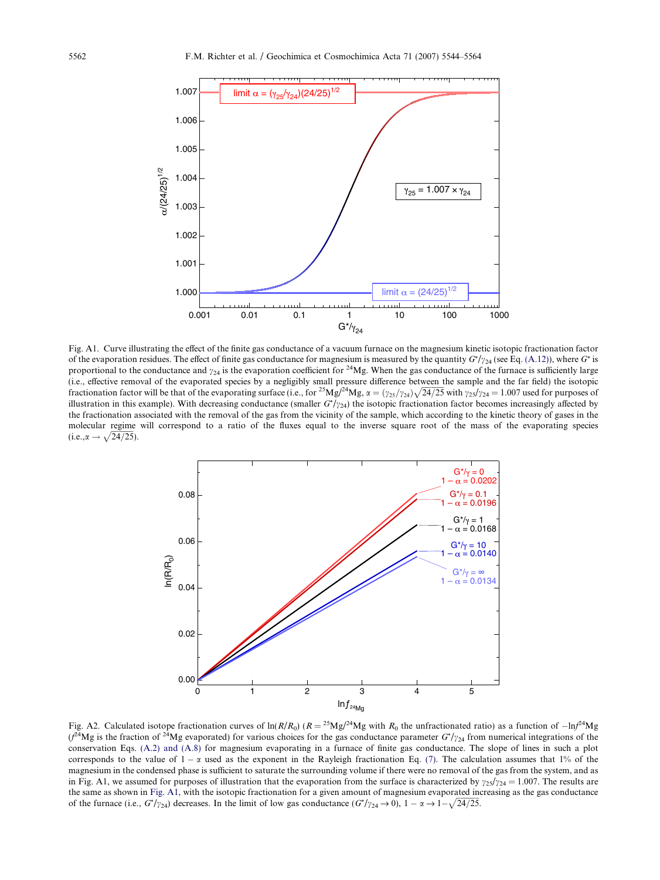Fig. A1. Curve illustrating the effect of the finite gas conductance of a vacuum furnace on the magnesium kinetic isotopic fractionation factor of the evaporation residues. The effect of finite gas conductance for magnesium is measured by the quantity $G^*/\gamma_{24}$ (see Eq. (A.12)), where $G^*$ is proportional to the conductance and $\gamma_{24}$ is the evaporation coefficient for $^{24}$Mg. When the gas conductance of the furnace is sufficiently large (i.e., effective removal of the evaporated species by a negligibly small pressure difference between the sample and the far field) the isotopic fractionation factor will be that of the evaporating surface (i.e., for $^{25}$Mg/$^{24}$Mg, $\alpha = (\gamma_{25}/\gamma_{24})\sqrt{24/25}$ with $\gamma_{25}/\gamma_{24} = 1.007$ used for purposes of illustration in this example). With decreasing conductance (smaller $G^*/\gamma_{24}$) the isotopic fractionation factor becomes increasingly affected by the fractionation associated with the removal of the gas from the vicinity of the sample, which according to the kinetic theory of gases in the molecular regime will correspond to a ratio of the fluxes equal to the inverse square root of the mass of the evaporating species (i.e.,$\alpha \rightarrow \sqrt{24/25}$).

Fig. A2. Calculated isotope fractionation curves of $\ln(R/R_0)$ ($R = {}^{25}$Mg/$^{24}$Mg with $R_0$ the unfractionated ratio) as a function of $-\ln f^{24}$Mg ($f^{24}$Mg is the fraction of $^{24}$Mg evaporated) for various choices for the gas conductance parameter $G^*/\gamma_{24}$ from numerical integrations of the conservation Eqs. (A.2) and (A.8) for magnesium evaporating in a furnace of finite gas conductance. The slope of lines in such a plot corresponds to the value of $1 - \alpha$ used as the exponent in the Rayleigh fractionation Eq. (7). The calculation assumes that 1% of the magnesium in the condensed phase is sufficient to saturate the surrounding volume if there were no removal of the gas from the system, and as in Fig. A1, we assumed for purposes of illustration that the evaporation from the surface is characterized by $\gamma_{25}/\gamma_{24} = 1.007$. The results are the same as shown in Fig. A1, with the isotopic fractionation for a given amount of magnesium evaporated increasing as the gas conductance of the furnace (i.e., $G^*/\gamma_{24}$) decreases. In the limit of low gas conductance ($G^*/\gamma_{24} \rightarrow 0$), $1 - \alpha \rightarrow 1 - \sqrt{24/25}$.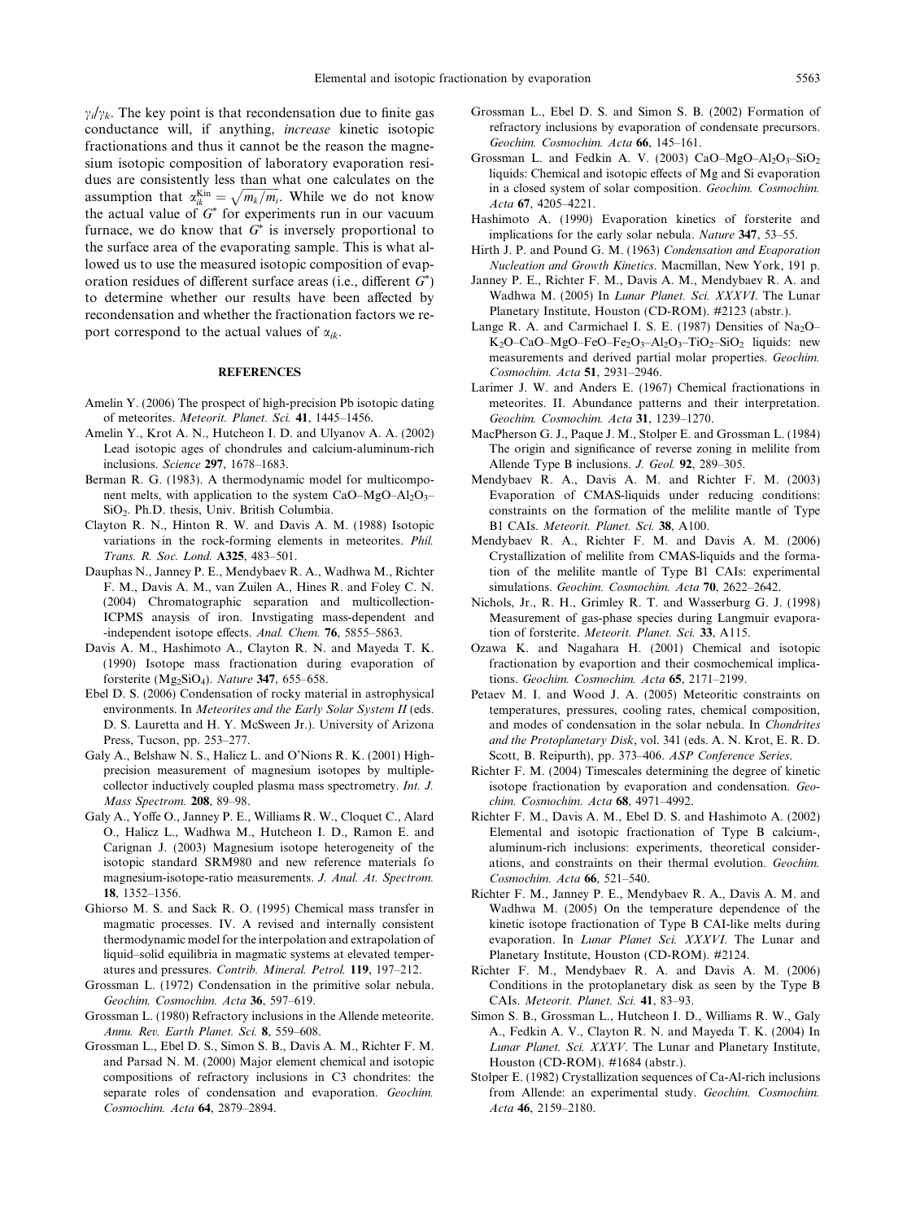$\gamma_i/\gamma_k$. The key point is that recondensation due to finite gas conductance will, if anything, *increase* kinetic isotopic fractionations and thus it cannot be the reason the magnesium isotopic composition of laboratory evaporation residues are consistently less than what one calculates on the assumption that $\alpha_{ik}^{\text{Kin}} = \sqrt{m_k/m_i}$. While we do not know the actual value of $G^*$ for experiments run in our vacuum furnace, we do know that $G^*$ is inversely proportional to the surface area of the evaporating sample. This is what allowed us to use the measured isotopic composition of evaporation residues of different surface areas (i.e., different $G^*$) to determine whether our results have been affected by recondensation and whether the fractionation factors we report correspond to the actual values of $\alpha_{ik}$.

## REFERENCES

Amelin Y. (2006) The prospect of high-precision Pb isotopic dating of meteorites. *Meteorit. Planet. Sci.* **41**, 1445–1456.

Amelin Y., Krot A. N., Hutcheon I. D. and Ulyanov A. A. (2002) Lead isotopic ages of chondrules and calcium-aluminum-rich inclusions. *Science* **297**, 1678–1683.

Berman R. G. (1983). A thermodynamic model for multicomponent melts, with application to the system $CaO–MgO–Al_2O_3–SiO_2$. Ph.D. thesis, Univ. British Columbia.

Clayton R. N., Hinton R. W. and Davis A. M. (1988) Isotopic variations in the rock-forming elements in meteorites. *Phil. Trans. R. Soc. Lond.* **A325**, 483–501.

Dauphas N., Janney P. E., Mendybaev R. A., Wadhwa M., Richter F. M., Davis A. M., van Zuilen A., Hines R. and Foley C. N. (2004) Chromatographic separation and multicollection-ICPMS anaysis of iron. Invstigating mass-dependent and -independent isotope effects. *Anal. Chem.* **76**, 5855–5863.

Davis A. M., Hashimoto A., Clayton R. N. and Mayeda T. K. (1990) Isotope mass fractionation during evaporation of forsterite ($Mg_2SiO_4$). *Nature* **347**, 655–658.

Ebel D. S. (2006) Condensation of rocky material in astrophysical environments. In *Meteorites and the Early Solar System II* (eds. D. S. Lauretta and H. Y. McSween Jr.). University of Arizona Press, Tucson, pp. 253–277.

Galy A., Belshaw N. S., Halicz L. and O'Nions R. K. (2001) High-precision measurement of magnesium isotopes by multiple-collector inductively coupled plasma mass spectrometry. *Int. J. Mass Spectrom.* **208**, 89–98.

Galy A., Yoffe O., Janney P. E., Williams R. W., Cloquet C., Alard O., Halicz L., Wadhwa M., Hutcheon I. D., Ramon E. and Carignan J. (2003) Magnesium isotope heterogeneity of the isotopic standard SRM980 and new reference materials fo magnesium-isotope-ratio measurements. *J. Anal. At. Spectrom.* **18**, 1352–1356.

Ghiorso M. S. and Sack R. O. (1995) Chemical mass transfer in magmatic processes. IV. A revised and internally consistent thermodynamic model for the interpolation and extrapolation of liquid–solid equilibria in magmatic systems at elevated temperatures and pressures. *Contrib. Mineral. Petrol.* **119**, 197–212.

Grossman L. (1972) Condensation in the primitive solar nebula. *Geochim. Cosmochim. Acta* **36**, 597–619.

Grossman L. (1980) Refractory inclusions in the Allende meteorite. *Annu. Rev. Earth Planet. Sci.* **8**, 559–608.

Grossman L., Ebel D. S., Simon S. B., Davis A. M., Richter F. M. and Parsad N. M. (2000) Major element chemical and isotopic compositions of refractory inclusions in C3 chondrites: the separate roles of condensation and evaporation. *Geochim. Cosmochim. Acta* **64**, 2879–2894.

Grossman L., Ebel D. S. and Simon S. B. (2002) Formation of refractory inclusions by evaporation of condensate precursors. *Geochim. Cosmochim. Acta* **66**, 145–161.

Grossman L. and Fedkin A. V. (2003) $CaO–MgO–Al_2O_3–SiO_2$ liquids: Chemical and isotopic effects of Mg and Si evaporation in a closed system of solar composition. *Geochim. Cosmochim. Acta* **67**, 4205–4221.

Hashimoto A. (1990) Evaporation kinetics of forsterite and implications for the early solar nebula. *Nature* **347**, 53–55.

Hirth J. P. and Pound G. M. (1963) *Condensation and Evaporation Nucleation and Growth Kinetics*. Macmillan, New York, 191 p.

Janney P. E., Richter F. M., Davis A. M., Mendybaev R. A. and Wadhwa M. (2005) In *Lunar Planet. Sci. XXXVI*. The Lunar Planetary Institute, Houston (CD-ROM). #2123 (abstr.).

Lange R. A. and Carmichael I. S. E. (1987) Densities of $Na_2O–K_2O–CaO–MgO–FeO–Fe_2O_3–Al_2O_3–TiO_2–SiO_2$ liquids: new measurements and derived partial molar properties. *Geochim. Cosmochim. Acta* **51**, 2931–2946.

Larimer J. W. and Anders E. (1967) Chemical fractionations in meteorites. II. Abundance patterns and their interpretation. *Geochim. Cosmochim. Acta* **31**, 1239–1270.

MacPherson G. J., Paque J. M., Stolper E. and Grossman L. (1984) The origin and significance of reverse zoning in melilite from Allende Type B inclusions. *J. Geol.* **92**, 289–305.

Mendybaev R. A., Davis A. M. and Richter F. M. (2003) Evaporation of CMAS-liquids under reducing conditions: constraints on the formation of the melilite mantle of Type B1 CAIs. *Meteorit. Planet. Sci.* **38**, A100.

Mendybaev R. A., Richter F. M. and Davis A. M. (2006) Crystallization of melilite from CMAS-liquids and the formation of the melilite mantle of Type B1 CAIs: experimental simulations. *Geochim. Cosmochim. Acta* **70**, 2622–2642.

Nichols, Jr., R. H., Grimley R. T. and Wasserburg G. J. (1998) Measurement of gas-phase species during Langmuir evaporation of forsterite. *Meteorit. Planet. Sci.* **33**, A115.

Ozawa K. and Nagahara H. (2001) Chemical and isotopic fractionation by evaporation and their cosmochemical implications. *Geochim. Cosmochim. Acta* **65**, 2171–2199.

Petaev M. I. and Wood J. A. (2005) Meteoritic constraints on temperatures, pressures, cooling rates, chemical composition, and modes of condensation in the solar nebula. In *Chondrites and the Protoplanetary Disk*, vol. 341 (eds. A. N. Krot, E. R. D. Scott, B. Reipurth), pp. 373–406. *ASP Conference Series*.

Richter F. M. (2004) Timescales determining the degree of kinetic isotope fractionation by evaporation and condensation. *Geochim. Cosmochim. Acta* **68**, 4971–4992.

Richter F. M., Davis A. M., Ebel D. S. and Hashimoto A. (2002) Elemental and isotopic fractionation of Type B calcium-, aluminum-rich inclusions: experiments, theoretical considerations, and constraints on their thermal evolution. *Geochim. Cosmochim. Acta* **66**, 521–540.

Richter F. M., Janney P. E., Mendybaev R. A., Davis A. M. and Wadhwa M. (2005) On the temperature dependence of the kinetic isotope fractionation of Type B CAI-like melts during evaporation. In *Lunar Planet Sci. XXXVI*. The Lunar and Planetary Institute, Houston (CD-ROM). #2124.

Richter F. M., Mendybaev R. A. and Davis A. M. (2006) Conditions in the protoplanetary disk as seen by the Type B CAIs. *Meteorit. Planet. Sci.* **41**, 83–93.

Simon S. B., Grossman L., Hutcheon I. D., Williams R. W., Galy A., Fedkin A. V., Clayton R. N. and Mayeda T. K. (2004) In *Lunar Planet. Sci. XXXV*. The Lunar and Planetary Institute, Houston (CD-ROM). #1684 (abstr.).

Stolper E. (1982) Crystallization sequences of Ca-Al-rich inclusions from Allende: an experimental study. *Geochim. Cosmochim. Acta* **46**, 2159–2180.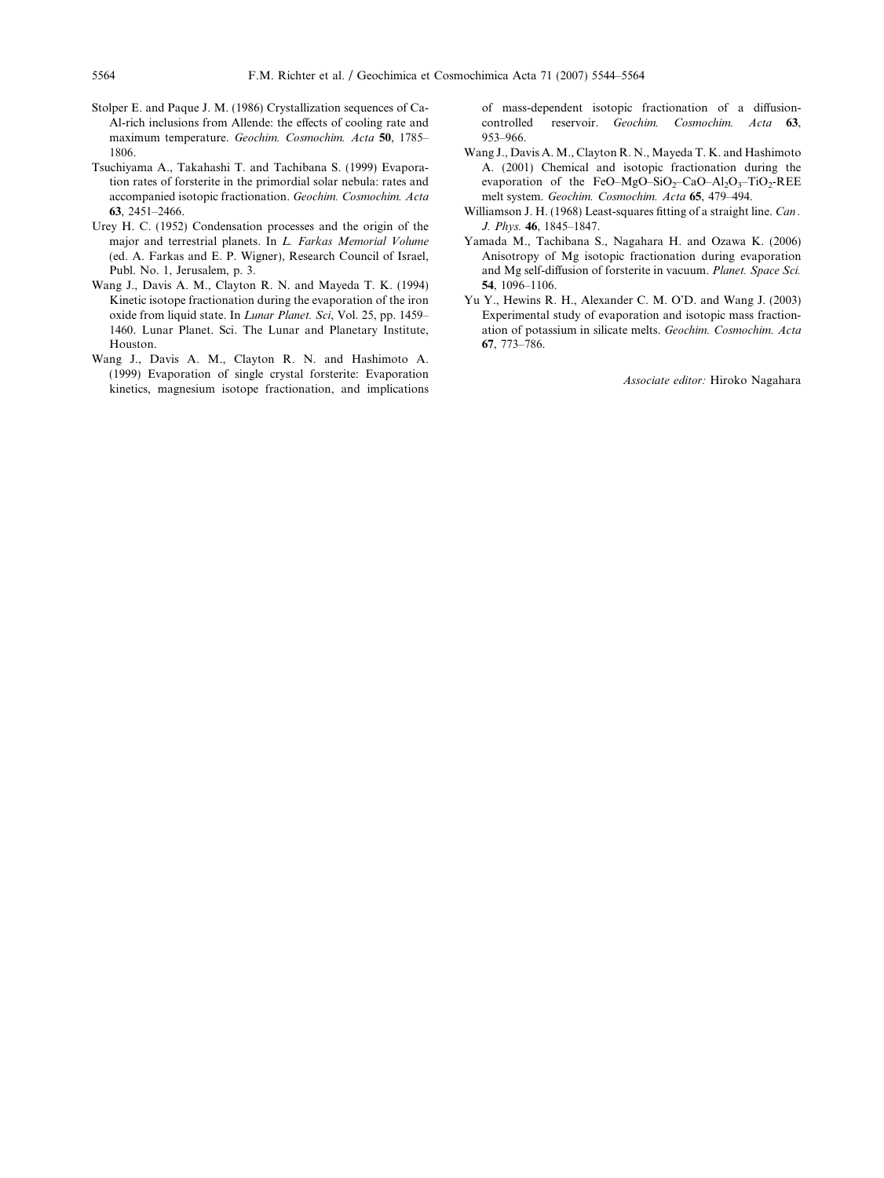Stolper E. and Paque J. M. (1986) Crystallization sequences of Ca-Al-rich inclusions from Allende: the effects of cooling rate and maximum temperature. *Geochim. Cosmochim. Acta* **50**, 1785–1806.

Tsuchiyama A., Takahashi T. and Tachibana S. (1999) Evaporation rates of forsterite in the primordial solar nebula: rates and accompanied isotopic fractionation. *Geochim. Cosmochim. Acta* **63**, 2451–2466.

Urey H. C. (1952) Condensation processes and the origin of the major and terrestrial planets. In *L. Farkas Memorial Volume* (ed. A. Farkas and E. P. Wigner), Research Council of Israel, Publ. No. 1, Jerusalem, p. 3.

Wang J., Davis A. M., Clayton R. N. and Mayeda T. K. (1994) Kinetic isotope fractionation during the evaporation of the iron oxide from liquid state. In *Lunar Planet. Sci*, Vol. 25, pp. 1459–1460. Lunar Planet. Sci. The Lunar and Planetary Institute, Houston.

Wang J., Davis A. M., Clayton R. N. and Hashimoto A. (1999) Evaporation of single crystal forsterite: Evaporation kinetics, magnesium isotope fractionation, and implications of mass-dependent isotopic fractionation of a diffusion-controlled reservoir. *Geochim. Cosmochim. Acta* **63**, 953–966.

Wang J., Davis A. M., Clayton R. N., Mayeda T. K. and Hashimoto A. (2001) Chemical and isotopic fractionation during the evaporation of the FeO–MgO–$SiO_2$–CaO–$Al_2O_3$–$TiO_2$-REE melt system. *Geochim. Cosmochim. Acta* **65**, 479–494.

Williamson J. H. (1968) Least-squares fitting of a straight line. *Can. J. Phys.* **46**, 1845–1847.

Yamada M., Tachibana S., Nagahara H. and Ozawa K. (2006) Anisotropy of Mg isotopic fractionation during evaporation and Mg self-diffusion of forsterite in vacuum. *Planet. Space Sci.* **54**, 1096–1106.

Yu Y., Hewins R. H., Alexander C. M. O'D. and Wang J. (2003) Experimental study of evaporation and isotopic mass fractionation of potassium in silicate melts. *Geochim. Cosmochim. Acta* **67**, 773–786.

*Associate editor:* Hiroko Nagahara